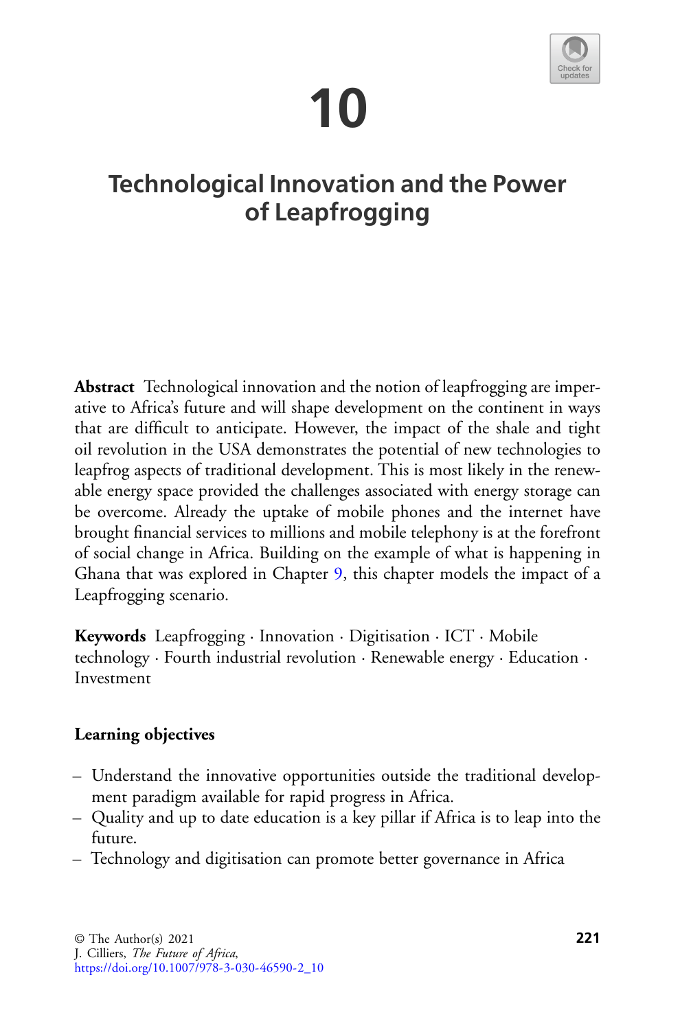# 10

# Technological Innovation and the Power of Leapfrogging

**Abstract** Technological innovation and the notion of leapfrogging are imperative to Africa's future and will shape development on the continent in ways that are difficult to anticipate. However, the impact of the shale and tight oil revolution in the USA demonstrates the potential of new technologies to leapfrog aspects of traditional development. This is most likely in the renewable energy space provided the challenges associated with energy storage can be overcome. Already the uptake of mobile phones and the internet have brought financial services to millions and mobile telephony is at the forefront of social change in Africa. Building on the example of what is happening in Ghana that was explored in Chapter 9, this chapter models the impact of a Leapfrogging scenario.

**Keywords** Leapfrogging · Innovation · Digitisation · ICT · Mobile technology · Fourth industrial revolution · Renewable energy · Education · Investment

**Learning objectives**

- Understand the innovative opportunities outside the traditional development paradigm available for rapid progress in Africa.
- Quality and up to date education is a key pillar if Africa is to leap into the future.
- Technology and digitisation can promote better governance in Africa

© The Author(s) 2021
J. Cilliers, *The Future of Africa*,
https://doi.org/10.1007/978-3-030-46590-2_10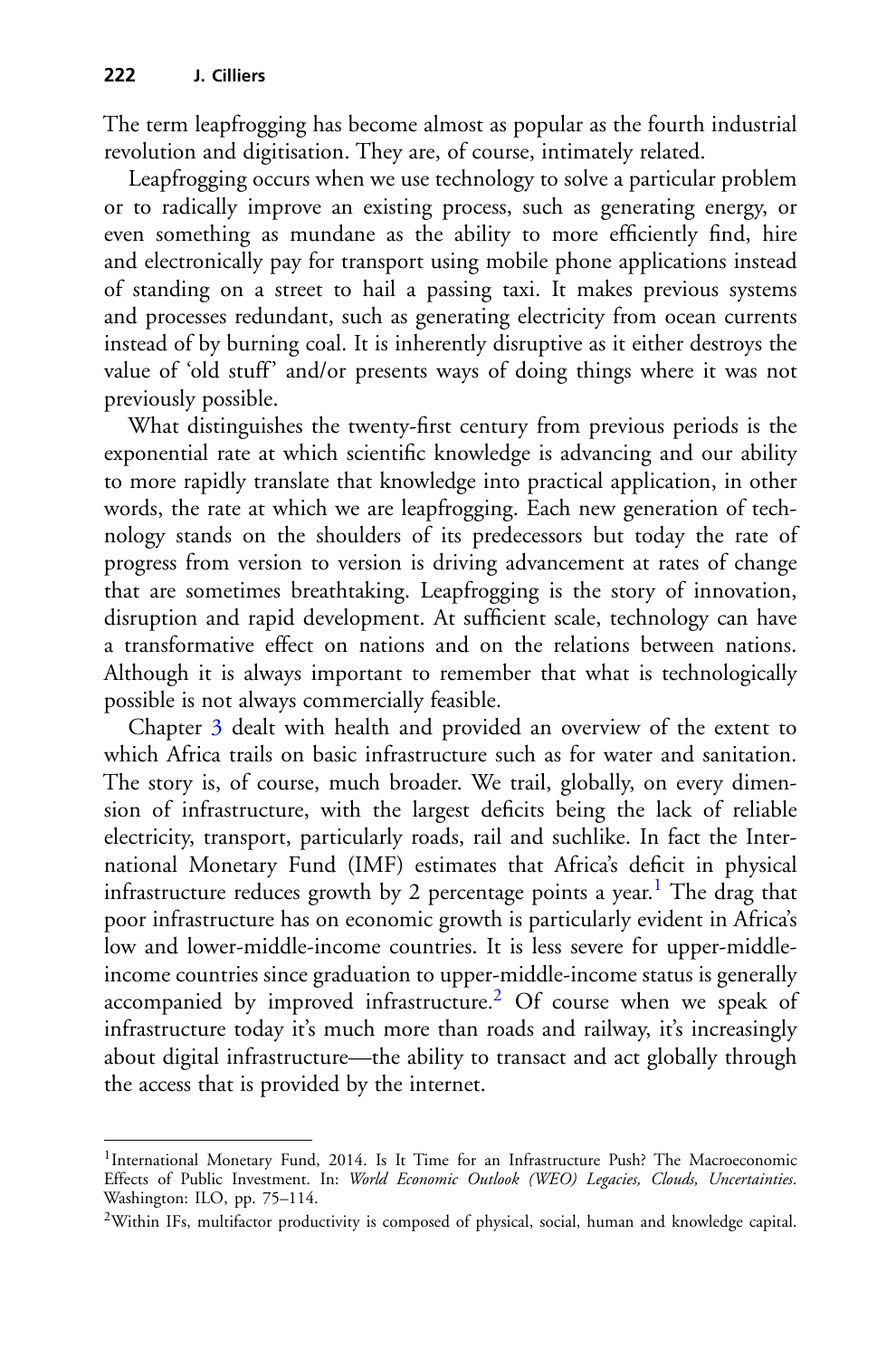The term leapfrogging has become almost as popular as the fourth industrial revolution and digitisation. They are, of course, intimately related.

Leapfrogging occurs when we use technology to solve a particular problem or to radically improve an existing process, such as generating energy, or even something as mundane as the ability to more efficiently find, hire and electronically pay for transport using mobile phone applications instead of standing on a street to hail a passing taxi. It makes previous systems and processes redundant, such as generating electricity from ocean currents instead of by burning coal. It is inherently disruptive as it either destroys the value of 'old stuff' and/or presents ways of doing things where it was not previously possible.

What distinguishes the twenty-first century from previous periods is the exponential rate at which scientific knowledge is advancing and our ability to more rapidly translate that knowledge into practical application, in other words, the rate at which we are leapfrogging. Each new generation of technology stands on the shoulders of its predecessors but today the rate of progress from version to version is driving advancement at rates of change that are sometimes breathtaking. Leapfrogging is the story of innovation, disruption and rapid development. At sufficient scale, technology can have a transformative effect on nations and on the relations between nations. Although it is always important to remember that what is technologically possible is not always commercially feasible.

Chapter 3 dealt with health and provided an overview of the extent to which Africa trails on basic infrastructure such as for water and sanitation. The story is, of course, much broader. We trail, globally, on every dimension of infrastructure, with the largest deficits being the lack of reliable electricity, transport, particularly roads, rail and suchlike. In fact the International Monetary Fund (IMF) estimates that Africa's deficit in physical infrastructure reduces growth by 2 percentage points a year.[1] The drag that poor infrastructure has on economic growth is particularly evident in Africa's low and lower-middle-income countries. It is less severe for upper-middle-income countries since graduation to upper-middle-income status is generally accompanied by improved infrastructure.[2] Of course when we speak of infrastructure today it's much more than roads and railway, it's increasingly about digital infrastructure—the ability to transact and act globally through the access that is provided by the internet.

---

[1] International Monetary Fund, 2014. Is It Time for an Infrastructure Push? The Macroeconomic Effects of Public Investment. In: *World Economic Outlook (WEO) Legacies, Clouds, Uncertainties*. Washington: ILO, pp. 75–114.

[2] Within IFs, multifactor productivity is composed of physical, social, human and knowledge capital.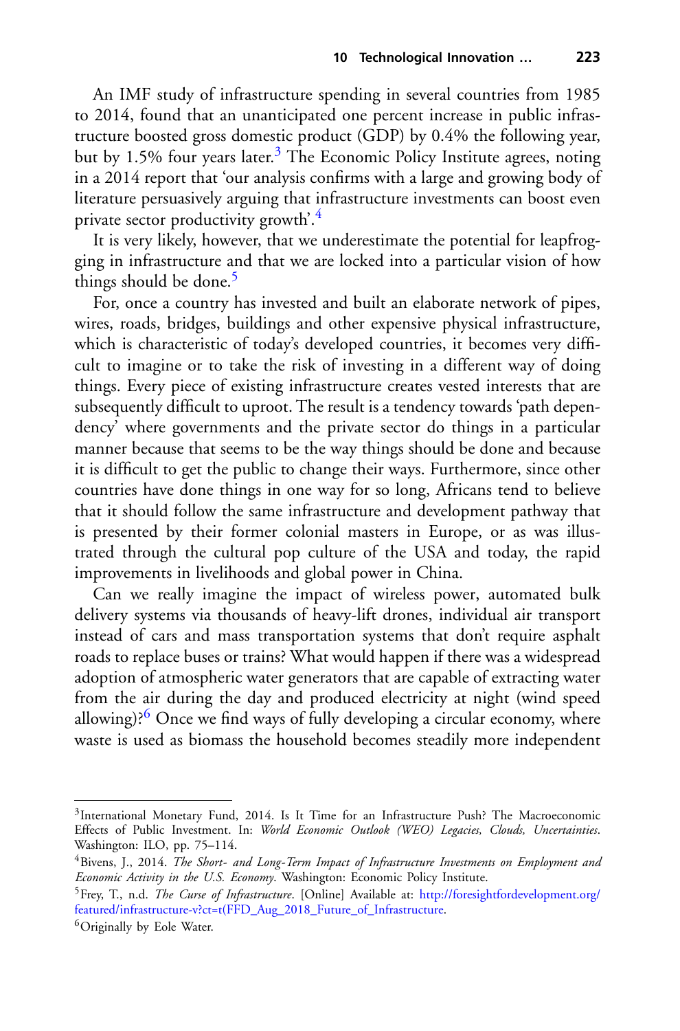An IMF study of infrastructure spending in several countries from 1985 to 2014, found that an unanticipated one percent increase in public infrastructure boosted gross domestic product (GDP) by 0.4% the following year, but by 1.5% four years later.[3] The Economic Policy Institute agrees, noting in a 2014 report that 'our analysis confirms with a large and growing body of literature persuasively arguing that infrastructure investments can boost even private sector productivity growth'.[4]

It is very likely, however, that we underestimate the potential for leapfrogging in infrastructure and that we are locked into a particular vision of how things should be done.[5]

For, once a country has invested and built an elaborate network of pipes, wires, roads, bridges, buildings and other expensive physical infrastructure, which is characteristic of today's developed countries, it becomes very difficult to imagine or to take the risk of investing in a different way of doing things. Every piece of existing infrastructure creates vested interests that are subsequently difficult to uproot. The result is a tendency towards 'path dependency' where governments and the private sector do things in a particular manner because that seems to be the way things should be done and because it is difficult to get the public to change their ways. Furthermore, since other countries have done things in one way for so long, Africans tend to believe that it should follow the same infrastructure and development pathway that is presented by their former colonial masters in Europe, or as was illustrated through the cultural pop culture of the USA and today, the rapid improvements in livelihoods and global power in China.

Can we really imagine the impact of wireless power, automated bulk delivery systems via thousands of heavy-lift drones, individual air transport instead of cars and mass transportation systems that don't require asphalt roads to replace buses or trains? What would happen if there was a widespread adoption of atmospheric water generators that are capable of extracting water from the air during the day and produced electricity at night (wind speed allowing)?[6] Once we find ways of fully developing a circular economy, where waste is used as biomass the household becomes steadily more independent

---

[3] International Monetary Fund, 2014. Is It Time for an Infrastructure Push? The Macroeconomic Effects of Public Investment. In: *World Economic Outlook (WEO) Legacies, Clouds, Uncertainties*. Washington: ILO, pp. 75–114.

[4] Bivens, J., 2014. *The Short- and Long-Term Impact of Infrastructure Investments on Employment and Economic Activity in the U.S. Economy*. Washington: Economic Policy Institute.

[5] Frey, T., n.d. *The Curse of Infrastructure*. [Online] Available at: http://foresightfordevelopment.org/featured/infrastructure-v?ct=t(FFD_Aug_2018_Future_of_Infrastructure.

[6] Originally by Eole Water.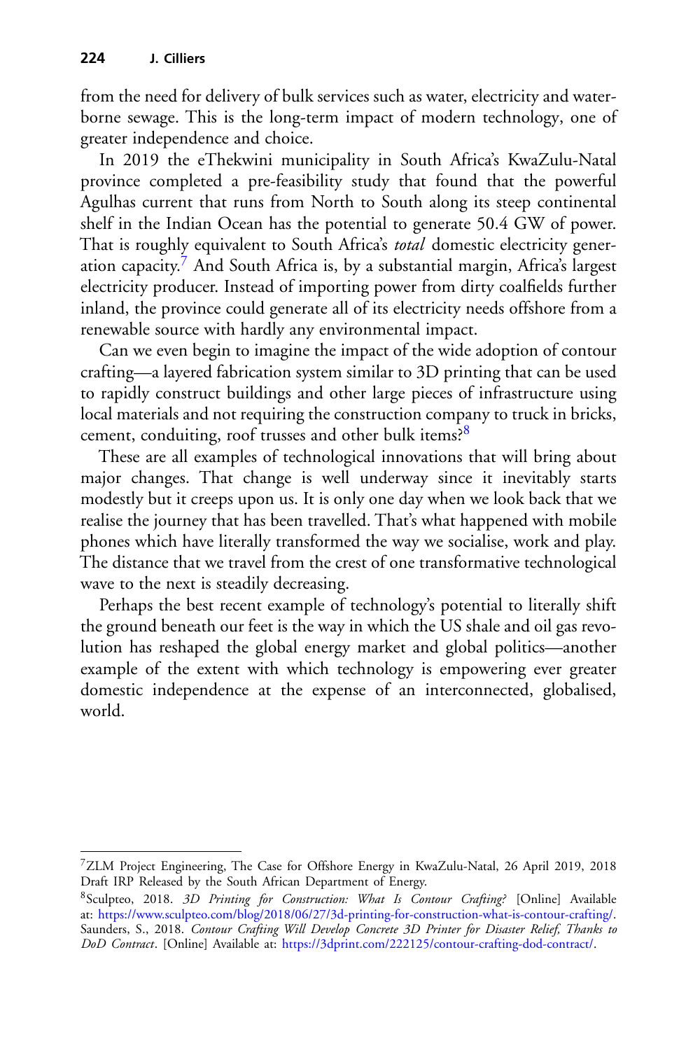from the need for delivery of bulk services such as water, electricity and waterborne sewage. This is the long-term impact of modern technology, one of greater independence and choice.

In 2019 the eThekwini municipality in South Africa's KwaZulu-Natal province completed a pre-feasibility study that found that the powerful Agulhas current that runs from North to South along its steep continental shelf in the Indian Ocean has the potential to generate 50.4 GW of power. That is roughly equivalent to South Africa's *total* domestic electricity generation capacity.[7] And South Africa is, by a substantial margin, Africa's largest electricity producer. Instead of importing power from dirty coalfields further inland, the province could generate all of its electricity needs offshore from a renewable source with hardly any environmental impact.

Can we even begin to imagine the impact of the wide adoption of contour crafting—a layered fabrication system similar to 3D printing that can be used to rapidly construct buildings and other large pieces of infrastructure using local materials and not requiring the construction company to truck in bricks, cement, conduiting, roof trusses and other bulk items?[8]

These are all examples of technological innovations that will bring about major changes. That change is well underway since it inevitably starts modestly but it creeps upon us. It is only one day when we look back that we realise the journey that has been travelled. That's what happened with mobile phones which have literally transformed the way we socialise, work and play. The distance that we travel from the crest of one transformative technological wave to the next is steadily decreasing.

Perhaps the best recent example of technology's potential to literally shift the ground beneath our feet is the way in which the US shale and oil gas revolution has reshaped the global energy market and global politics—another example of the extent with which technology is empowering ever greater domestic independence at the expense of an interconnected, globalised, world.

---

[7] ZLM Project Engineering, The Case for Offshore Energy in KwaZulu-Natal, 26 April 2019, 2018 Draft IRP Released by the South African Department of Energy.

[8] Sculpteo, 2018. *3D Printing for Construction: What Is Contour Crafting?* [Online] Available at: https://www.sculpteo.com/blog/2018/06/27/3d-printing-for-construction-what-is-contour-crafting/. Saunders, S., 2018. *Contour Crafting Will Develop Concrete 3D Printer for Disaster Relief, Thanks to DoD Contract*. [Online] Available at: https://3dprint.com/222125/contour-crafting-dod-contract/.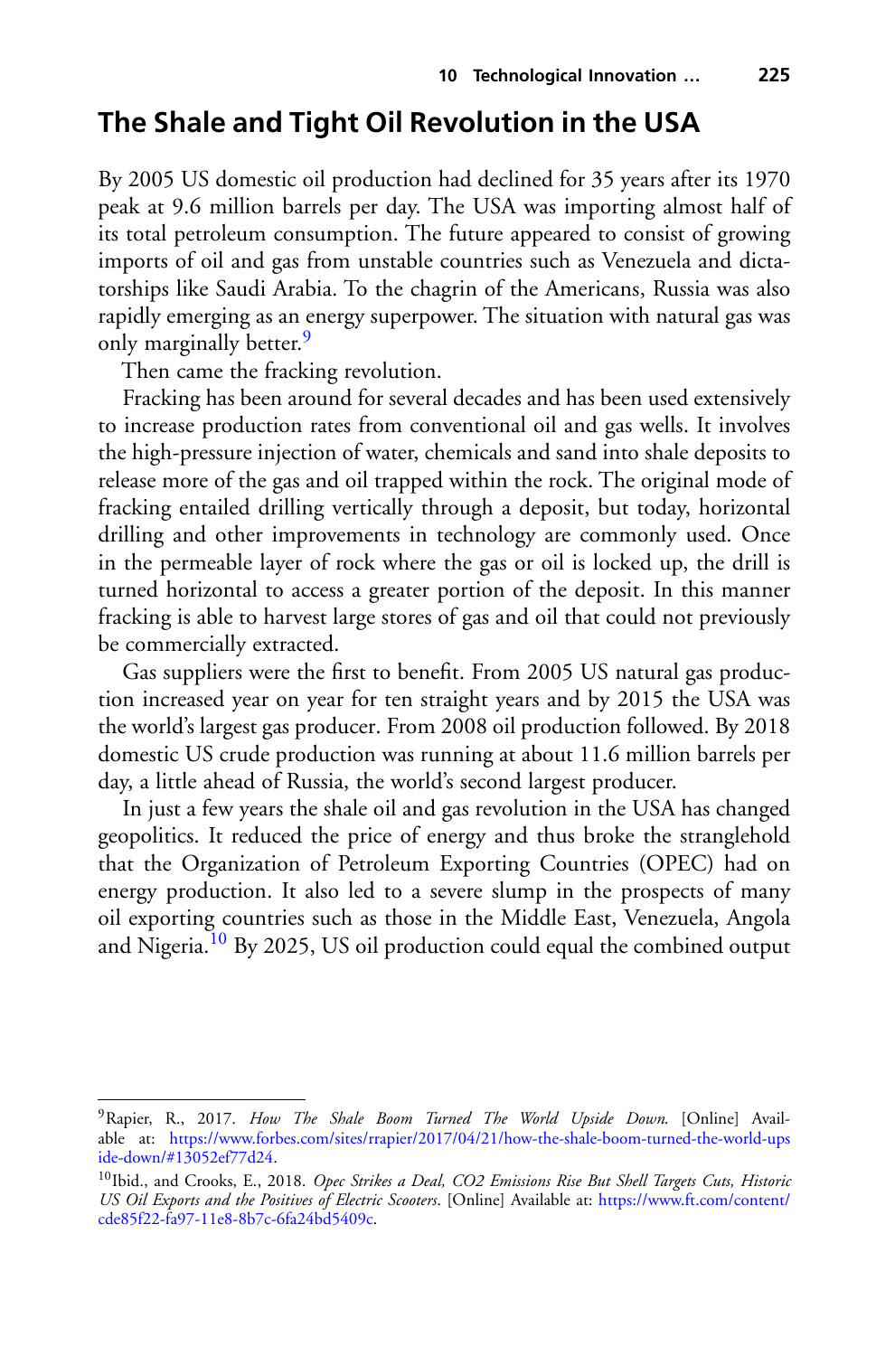## The Shale and Tight Oil Revolution in the USA

By 2005 US domestic oil production had declined for 35 years after its 1970 peak at 9.6 million barrels per day. The USA was importing almost half of its total petroleum consumption. The future appeared to consist of growing imports of oil and gas from unstable countries such as Venezuela and dictatorships like Saudi Arabia. To the chagrin of the Americans, Russia was also rapidly emerging as an energy superpower. The situation with natural gas was only marginally better.[9]

Then came the fracking revolution.

Fracking has been around for several decades and has been used extensively to increase production rates from conventional oil and gas wells. It involves the high-pressure injection of water, chemicals and sand into shale deposits to release more of the gas and oil trapped within the rock. The original mode of fracking entailed drilling vertically through a deposit, but today, horizontal drilling and other improvements in technology are commonly used. Once in the permeable layer of rock where the gas or oil is locked up, the drill is turned horizontal to access a greater portion of the deposit. In this manner fracking is able to harvest large stores of gas and oil that could not previously be commercially extracted.

Gas suppliers were the first to benefit. From 2005 US natural gas production increased year on year for ten straight years and by 2015 the USA was the world's largest gas producer. From 2008 oil production followed. By 2018 domestic US crude production was running at about 11.6 million barrels per day, a little ahead of Russia, the world's second largest producer.

In just a few years the shale oil and gas revolution in the USA has changed geopolitics. It reduced the price of energy and thus broke the stranglehold that the Organization of Petroleum Exporting Countries (OPEC) had on energy production. It also led to a severe slump in the prospects of many oil exporting countries such as those in the Middle East, Venezuela, Angola and Nigeria.[10] By 2025, US oil production could equal the combined output

---

[9] Rapier, R., 2017. *How The Shale Boom Turned The World Upside Down*. [Online] Available at: https://www.forbes.com/sites/rrapier/2017/04/21/how-the-shale-boom-turned-the-world-upside-down/#13052ef77d24.

[10] Ibid., and Crooks, E., 2018. *Opec Strikes a Deal, CO2 Emissions Rise But Shell Targets Cuts, Historic US Oil Exports and the Positives of Electric Scooters*. [Online] Available at: https://www.ft.com/content/cde85f22-fa97-11e8-8b7c-6fa24bd5409c.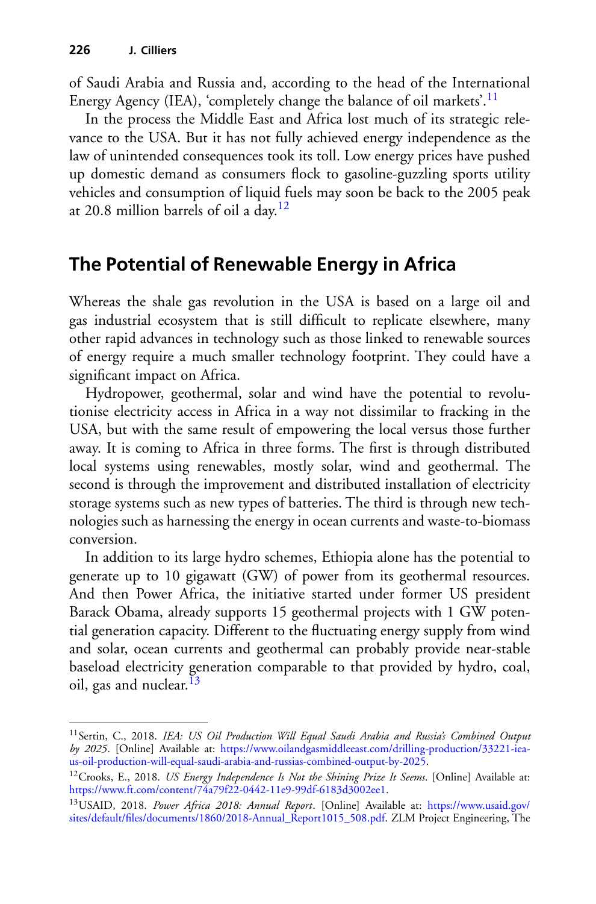of Saudi Arabia and Russia and, according to the head of the International Energy Agency (IEA), 'completely change the balance of oil markets'.[11]

In the process the Middle East and Africa lost much of its strategic relevance to the USA. But it has not fully achieved energy independence as the law of unintended consequences took its toll. Low energy prices have pushed up domestic demand as consumers flock to gasoline-guzzling sports utility vehicles and consumption of liquid fuels may soon be back to the 2005 peak at 20.8 million barrels of oil a day.[12]

## The Potential of Renewable Energy in Africa

Whereas the shale gas revolution in the USA is based on a large oil and gas industrial ecosystem that is still difficult to replicate elsewhere, many other rapid advances in technology such as those linked to renewable sources of energy require a much smaller technology footprint. They could have a significant impact on Africa.

Hydropower, geothermal, solar and wind have the potential to revolutionise electricity access in Africa in a way not dissimilar to fracking in the USA, but with the same result of empowering the local versus those further away. It is coming to Africa in three forms. The first is through distributed local systems using renewables, mostly solar, wind and geothermal. The second is through the improvement and distributed installation of electricity storage systems such as new types of batteries. The third is through new technologies such as harnessing the energy in ocean currents and waste-to-biomass conversion.

In addition to its large hydro schemes, Ethiopia alone has the potential to generate up to 10 gigawatt (GW) of power from its geothermal resources. And then Power Africa, the initiative started under former US president Barack Obama, already supports 15 geothermal projects with 1 GW potential generation capacity. Different to the fluctuating energy supply from wind and solar, ocean currents and geothermal can probably provide near-stable baseload electricity generation comparable to that provided by hydro, coal, oil, gas and nuclear.[13]

---

[11] Sertin, C., 2018. *IEA: US Oil Production Will Equal Saudi Arabia and Russia's Combined Output by 2025*. [Online] Available at: https://www.oilandgasmiddleeast.com/drilling-production/33221-iea-us-oil-production-will-equal-saudi-arabia-and-russias-combined-output-by-2025.

[12] Crooks, E., 2018. *US Energy Independence Is Not the Shining Prize It Seems*. [Online] Available at: https://www.ft.com/content/74a79f22-0442-11e9-99df-6183d3002ee1.

[13] USAID, 2018. *Power Africa 2018: Annual Report*. [Online] Available at: https://www.usaid.gov/sites/default/files/documents/1860/2018-Annual_Report1015_508.pdf. ZLM Project Engineering, The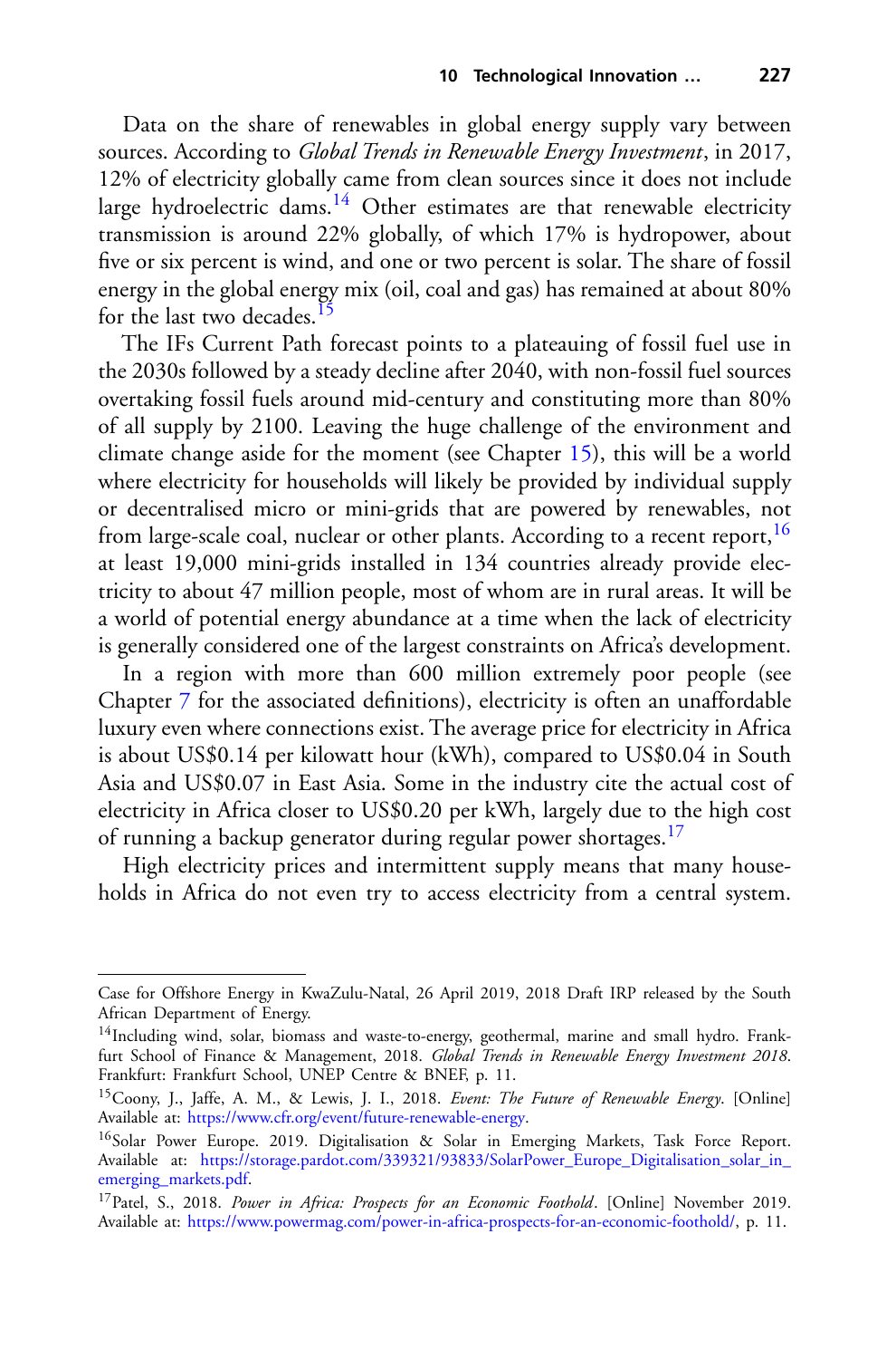Data on the share of renewables in global energy supply vary between sources. According to *Global Trends in Renewable Energy Investment*, in 2017, 12% of electricity globally came from clean sources since it does not include large hydroelectric dams.[14] Other estimates are that renewable electricity transmission is around 22% globally, of which 17% is hydropower, about five or six percent is wind, and one or two percent is solar. The share of fossil energy in the global energy mix (oil, coal and gas) has remained at about 80% for the last two decades.[15]

The IFs Current Path forecast points to a plateauing of fossil fuel use in the 2030s followed by a steady decline after 2040, with non-fossil fuel sources overtaking fossil fuels around mid-century and constituting more than 80% of all supply by 2100. Leaving the huge challenge of the environment and climate change aside for the moment (see Chapter 15), this will be a world where electricity for households will likely be provided by individual supply or decentralised micro or mini-grids that are powered by renewables, not from large-scale coal, nuclear or other plants. According to a recent report,[16] at least 19,000 mini-grids installed in 134 countries already provide electricity to about 47 million people, most of whom are in rural areas. It will be a world of potential energy abundance at a time when the lack of electricity is generally considered one of the largest constraints on Africa's development.

In a region with more than 600 million extremely poor people (see Chapter 7 for the associated definitions), electricity is often an unaffordable luxury even where connections exist. The average price for electricity in Africa is about US$0.14 per kilowatt hour (kWh), compared to US$0.04 in South Asia and US$0.07 in East Asia. Some in the industry cite the actual cost of electricity in Africa closer to US$0.20 per kWh, largely due to the high cost of running a backup generator during regular power shortages.[17]

High electricity prices and intermittent supply means that many households in Africa do not even try to access electricity from a central system.

---

Case for Offshore Energy in KwaZulu-Natal, 26 April 2019, 2018 Draft IRP released by the South African Department of Energy.

[14] Including wind, solar, biomass and waste-to-energy, geothermal, marine and small hydro. Frankfurt School of Finance & Management, 2018. *Global Trends in Renewable Energy Investment 2018*. Frankfurt: Frankfurt School, UNEP Centre & BNEF, p. 11.

[15] Coony, J., Jaffe, A. M., & Lewis, J. I., 2018. *Event: The Future of Renewable Energy*. [Online] Available at: https://www.cfr.org/event/future-renewable-energy.

[16] Solar Power Europe. 2019. Digitalisation & Solar in Emerging Markets, Task Force Report. Available at: https://storage.pardot.com/339321/93833/SolarPower_Europe_Digitalisation_solar_in_emerging_markets.pdf.

[17] Patel, S., 2018. *Power in Africa: Prospects for an Economic Foothold*. [Online] November 2019. Available at: https://www.powermag.com/power-in-africa-prospects-for-an-economic-foothold/, p. 11.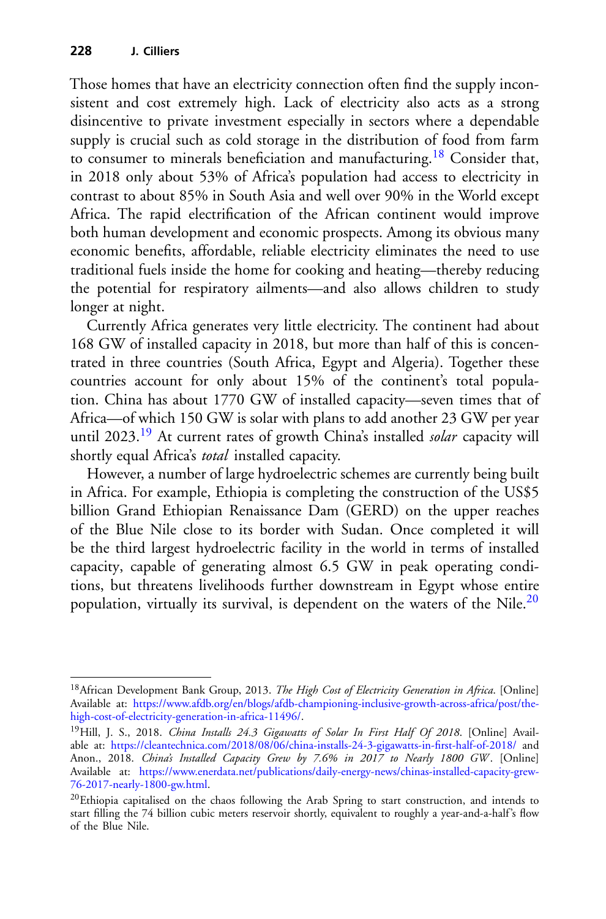Those homes that have an electricity connection often find the supply inconsistent and cost extremely high. Lack of electricity also acts as a strong disincentive to private investment especially in sectors where a dependable supply is crucial such as cold storage in the distribution of food from farm to consumer to minerals beneficiation and manufacturing.[18] Consider that, in 2018 only about 53% of Africa's population had access to electricity in contrast to about 85% in South Asia and well over 90% in the World except Africa. The rapid electrification of the African continent would improve both human development and economic prospects. Among its obvious many economic benefits, affordable, reliable electricity eliminates the need to use traditional fuels inside the home for cooking and heating—thereby reducing the potential for respiratory ailments—and also allows children to study longer at night.

Currently Africa generates very little electricity. The continent had about 168 GW of installed capacity in 2018, but more than half of this is concentrated in three countries (South Africa, Egypt and Algeria). Together these countries account for only about 15% of the continent's total population. China has about 1770 GW of installed capacity—seven times that of Africa—of which 150 GW is solar with plans to add another 23 GW per year until 2023.[19] At current rates of growth China's installed *solar* capacity will shortly equal Africa's *total* installed capacity.

However, a number of large hydroelectric schemes are currently being built in Africa. For example, Ethiopia is completing the construction of the US$5 billion Grand Ethiopian Renaissance Dam (GERD) on the upper reaches of the Blue Nile close to its border with Sudan. Once completed it will be the third largest hydroelectric facility in the world in terms of installed capacity, capable of generating almost 6.5 GW in peak operating conditions, but threatens livelihoods further downstream in Egypt whose entire population, virtually its survival, is dependent on the waters of the Nile.[20]

---

[18] African Development Bank Group, 2013. *The High Cost of Electricity Generation in Africa*. [Online] Available at: https://www.afdb.org/en/blogs/afdb-championing-inclusive-growth-across-africa/post/the-high-cost-of-electricity-generation-in-africa-11496/.

[19] Hill, J. S., 2018. *China Installs 24.3 Gigawatts of Solar In First Half Of 2018*. [Online] Available at: https://cleantechnica.com/2018/08/06/china-installs-24-3-gigawatts-in-first-half-of-2018/ and Anon., 2018. *China's Installed Capacity Grew by 7.6% in 2017 to Nearly 1800 GW*. [Online] Available at: https://www.enerdata.net/publications/daily-energy-news/chinas-installed-capacity-grew-76-2017-nearly-1800-gw.html.

[20] Ethiopia capitalised on the chaos following the Arab Spring to start construction, and intends to start filling the 74 billion cubic meters reservoir shortly, equivalent to roughly a year-and-a-half's flow of the Blue Nile.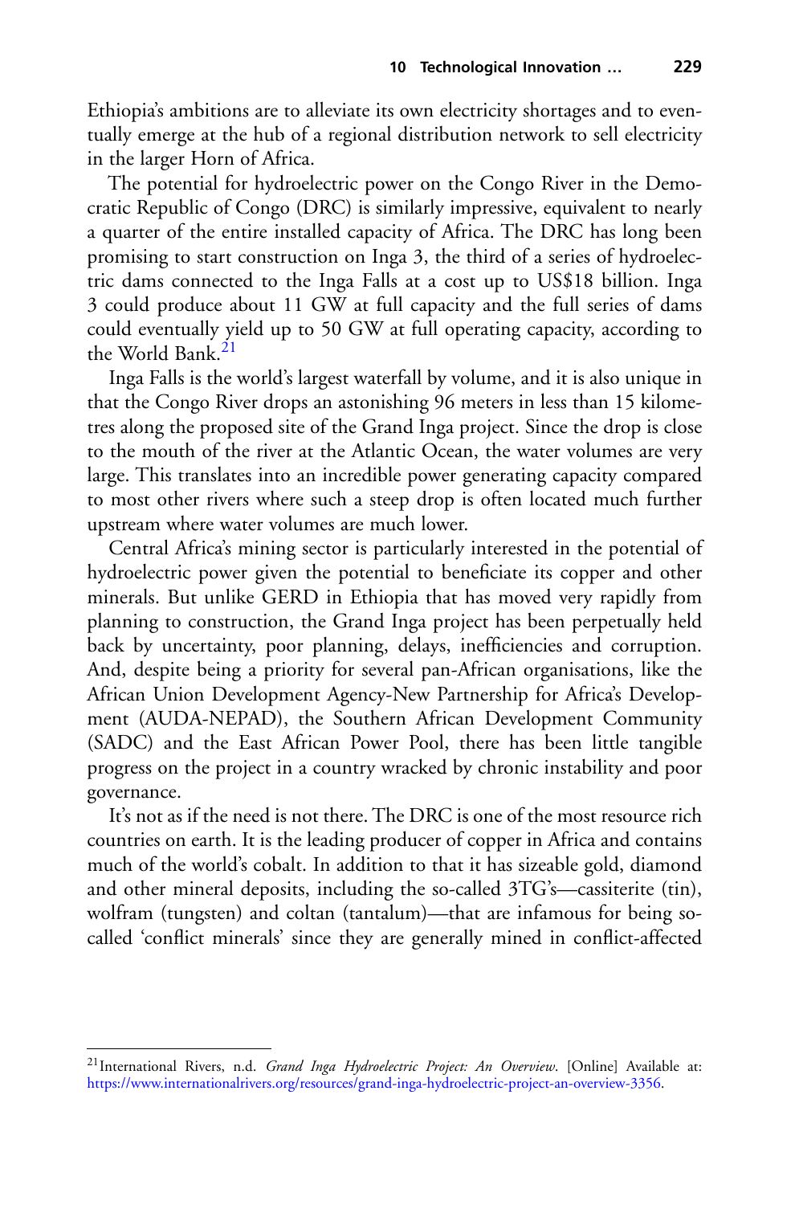Ethiopia's ambitions are to alleviate its own electricity shortages and to eventually emerge at the hub of a regional distribution network to sell electricity in the larger Horn of Africa.

The potential for hydroelectric power on the Congo River in the Democratic Republic of Congo (DRC) is similarly impressive, equivalent to nearly a quarter of the entire installed capacity of Africa. The DRC has long been promising to start construction on Inga 3, the third of a series of hydroelectric dams connected to the Inga Falls at a cost up to US$18 billion. Inga 3 could produce about 11 GW at full capacity and the full series of dams could eventually yield up to 50 GW at full operating capacity, according to the World Bank.[21]

Inga Falls is the world's largest waterfall by volume, and it is also unique in that the Congo River drops an astonishing 96 meters in less than 15 kilometres along the proposed site of the Grand Inga project. Since the drop is close to the mouth of the river at the Atlantic Ocean, the water volumes are very large. This translates into an incredible power generating capacity compared to most other rivers where such a steep drop is often located much further upstream where water volumes are much lower.

Central Africa's mining sector is particularly interested in the potential of hydroelectric power given the potential to beneficiate its copper and other minerals. But unlike GERD in Ethiopia that has moved very rapidly from planning to construction, the Grand Inga project has been perpetually held back by uncertainty, poor planning, delays, inefficiencies and corruption. And, despite being a priority for several pan-African organisations, like the African Union Development Agency-New Partnership for Africa's Development (AUDA-NEPAD), the Southern African Development Community (SADC) and the East African Power Pool, there has been little tangible progress on the project in a country wracked by chronic instability and poor governance.

It's not as if the need is not there. The DRC is one of the most resource rich countries on earth. It is the leading producer of copper in Africa and contains much of the world's cobalt. In addition to that it has sizeable gold, diamond and other mineral deposits, including the so-called 3TG's—cassiterite (tin), wolfram (tungsten) and coltan (tantalum)—that are infamous for being so-called 'conflict minerals' since they are generally mined in conflict-affected

---

[21] International Rivers, n.d. *Grand Inga Hydroelectric Project: An Overview*. [Online] Available at: https://www.internationalrivers.org/resources/grand-inga-hydroelectric-project-an-overview-3356.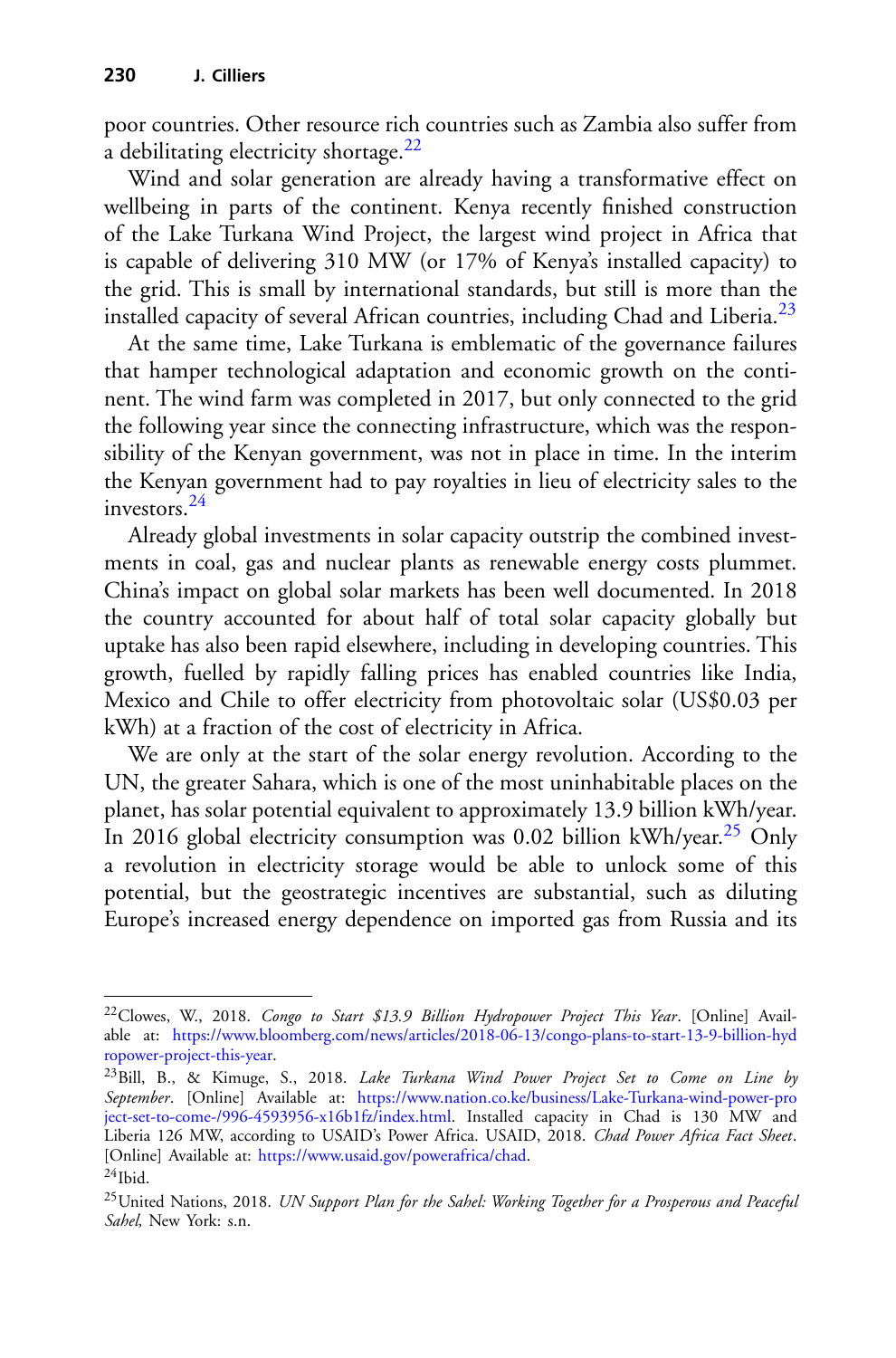poor countries. Other resource rich countries such as Zambia also suffer from a debilitating electricity shortage.[22]

Wind and solar generation are already having a transformative effect on wellbeing in parts of the continent. Kenya recently finished construction of the Lake Turkana Wind Project, the largest wind project in Africa that is capable of delivering 310 MW (or 17% of Kenya's installed capacity) to the grid. This is small by international standards, but still is more than the installed capacity of several African countries, including Chad and Liberia.[23]

At the same time, Lake Turkana is emblematic of the governance failures that hamper technological adaptation and economic growth on the continent. The wind farm was completed in 2017, but only connected to the grid the following year since the connecting infrastructure, which was the responsibility of the Kenyan government, was not in place in time. In the interim the Kenyan government had to pay royalties in lieu of electricity sales to the investors.[24]

Already global investments in solar capacity outstrip the combined investments in coal, gas and nuclear plants as renewable energy costs plummet. China's impact on global solar markets has been well documented. In 2018 the country accounted for about half of total solar capacity globally but uptake has also been rapid elsewhere, including in developing countries. This growth, fuelled by rapidly falling prices has enabled countries like India, Mexico and Chile to offer electricity from photovoltaic solar (US$0.03 per kWh) at a fraction of the cost of electricity in Africa.

We are only at the start of the solar energy revolution. According to the UN, the greater Sahara, which is one of the most uninhabitable places on the planet, has solar potential equivalent to approximately 13.9 billion kWh/year. In 2016 global electricity consumption was 0.02 billion kWh/year.[25] Only a revolution in electricity storage would be able to unlock some of this potential, but the geostrategic incentives are substantial, such as diluting Europe's increased energy dependence on imported gas from Russia and its

---

[22] Clowes, W., 2018. *Congo to Start $13.9 Billion Hydropower Project This Year*. [Online] Available at: https://www.bloomberg.com/news/articles/2018-06-13/congo-plans-to-start-13-9-billion-hydropower-project-this-year.

[23] Bill, B., & Kimuge, S., 2018. *Lake Turkana Wind Power Project Set to Come on Line by September*. [Online] Available at: https://www.nation.co.ke/business/Lake-Turkana-wind-power-project-set-to-come-/996-4593956-x16b1fz/index.html. Installed capacity in Chad is 130 MW and Liberia 126 MW, according to USAID's Power Africa. USAID, 2018. *Chad Power Africa Fact Sheet*. [Online] Available at: https://www.usaid.gov/powerafrica/chad.

[24] Ibid.

[25] United Nations, 2018. *UN Support Plan for the Sahel: Working Together for a Prosperous and Peaceful Sahel,* New York: s.n.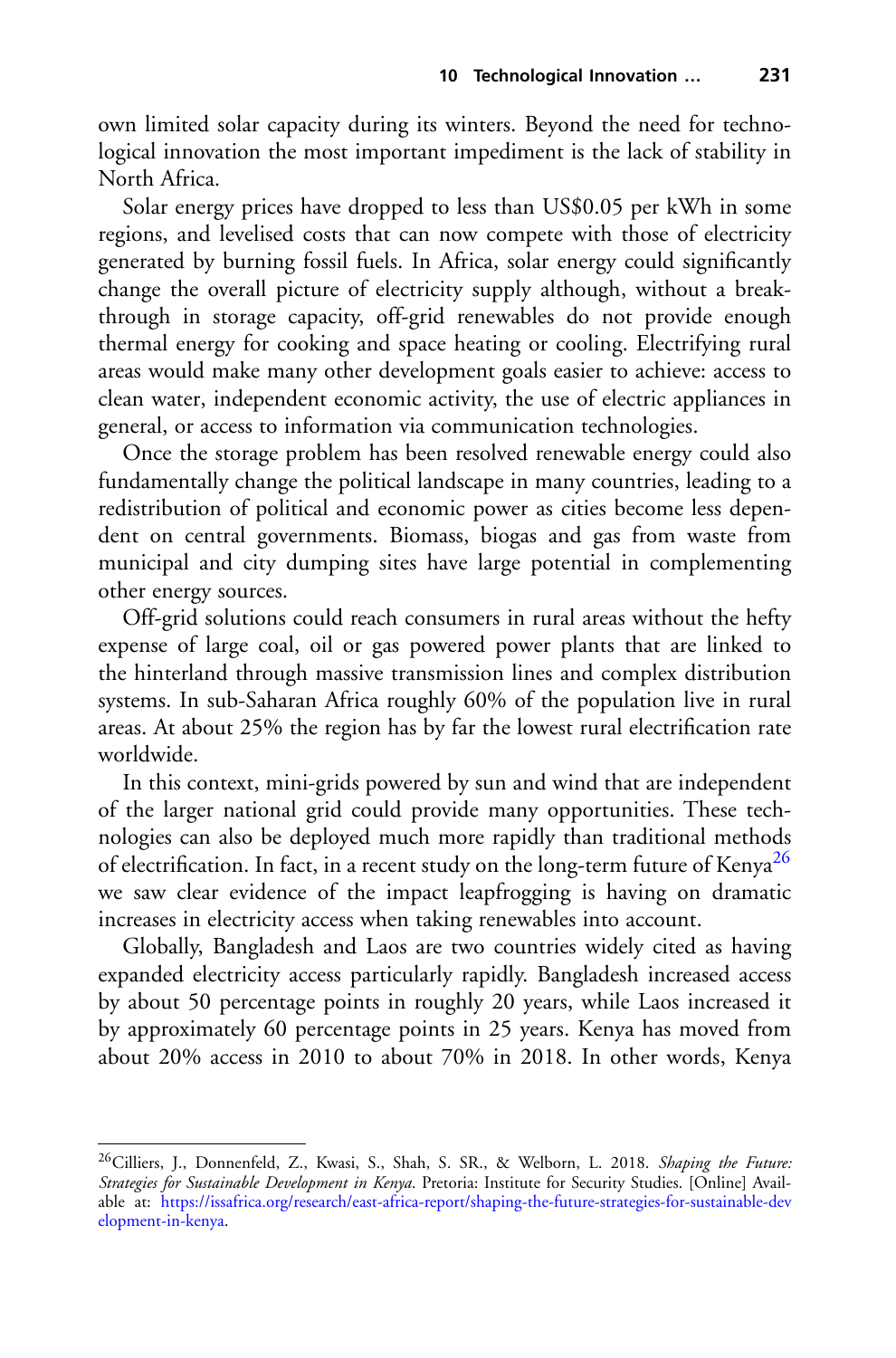own limited solar capacity during its winters. Beyond the need for technological innovation the most important impediment is the lack of stability in North Africa.

Solar energy prices have dropped to less than US$0.05 per kWh in some regions, and levelised costs that can now compete with those of electricity generated by burning fossil fuels. In Africa, solar energy could significantly change the overall picture of electricity supply although, without a breakthrough in storage capacity, off-grid renewables do not provide enough thermal energy for cooking and space heating or cooling. Electrifying rural areas would make many other development goals easier to achieve: access to clean water, independent economic activity, the use of electric appliances in general, or access to information via communication technologies.

Once the storage problem has been resolved renewable energy could also fundamentally change the political landscape in many countries, leading to a redistribution of political and economic power as cities become less dependent on central governments. Biomass, biogas and gas from waste from municipal and city dumping sites have large potential in complementing other energy sources.

Off-grid solutions could reach consumers in rural areas without the hefty expense of large coal, oil or gas powered power plants that are linked to the hinterland through massive transmission lines and complex distribution systems. In sub-Saharan Africa roughly 60% of the population live in rural areas. At about 25% the region has by far the lowest rural electrification rate worldwide.

In this context, mini-grids powered by sun and wind that are independent of the larger national grid could provide many opportunities. These technologies can also be deployed much more rapidly than traditional methods of electrification. In fact, in a recent study on the long-term future of Kenya[26] we saw clear evidence of the impact leapfrogging is having on dramatic increases in electricity access when taking renewables into account.

Globally, Bangladesh and Laos are two countries widely cited as having expanded electricity access particularly rapidly. Bangladesh increased access by about 50 percentage points in roughly 20 years, while Laos increased it by approximately 60 percentage points in 25 years. Kenya has moved from about 20% access in 2010 to about 70% in 2018. In other words, Kenya

---

[26] Cilliers, J., Donnenfeld, Z., Kwasi, S., Shah, S. SR., & Welborn, L. 2018. *Shaping the Future: Strategies for Sustainable Development in Kenya*. Pretoria: Institute for Security Studies. [Online] Available at: https://issafrica.org/research/east-africa-report/shaping-the-future-strategies-for-sustainable-development-in-kenya.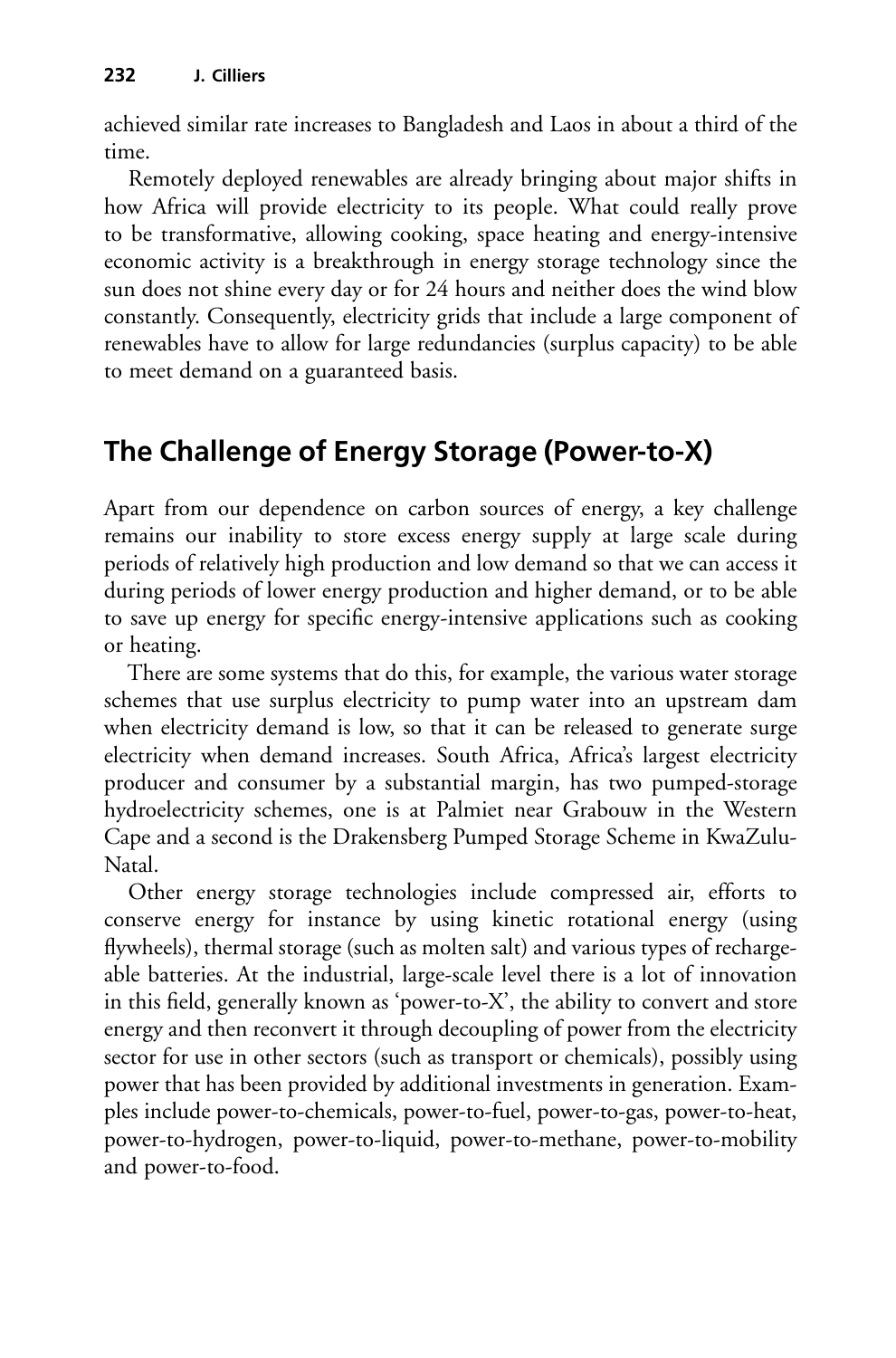achieved similar rate increases to Bangladesh and Laos in about a third of the time.

Remotely deployed renewables are already bringing about major shifts in how Africa will provide electricity to its people. What could really prove to be transformative, allowing cooking, space heating and energy-intensive economic activity is a breakthrough in energy storage technology since the sun does not shine every day or for 24 hours and neither does the wind blow constantly. Consequently, electricity grids that include a large component of renewables have to allow for large redundancies (surplus capacity) to be able to meet demand on a guaranteed basis.

## The Challenge of Energy Storage (Power-to-X)

Apart from our dependence on carbon sources of energy, a key challenge remains our inability to store excess energy supply at large scale during periods of relatively high production and low demand so that we can access it during periods of lower energy production and higher demand, or to be able to save up energy for specific energy-intensive applications such as cooking or heating.

There are some systems that do this, for example, the various water storage schemes that use surplus electricity to pump water into an upstream dam when electricity demand is low, so that it can be released to generate surge electricity when demand increases. South Africa, Africa's largest electricity producer and consumer by a substantial margin, has two pumped-storage hydroelectricity schemes, one is at Palmiet near Grabouw in the Western Cape and a second is the Drakensberg Pumped Storage Scheme in KwaZulu-Natal.

Other energy storage technologies include compressed air, efforts to conserve energy for instance by using kinetic rotational energy (using flywheels), thermal storage (such as molten salt) and various types of rechargeable batteries. At the industrial, large-scale level there is a lot of innovation in this field, generally known as 'power-to-X', the ability to convert and store energy and then reconvert it through decoupling of power from the electricity sector for use in other sectors (such as transport or chemicals), possibly using power that has been provided by additional investments in generation. Examples include power-to-chemicals, power-to-fuel, power-to-gas, power-to-heat, power-to-hydrogen, power-to-liquid, power-to-methane, power-to-mobility and power-to-food.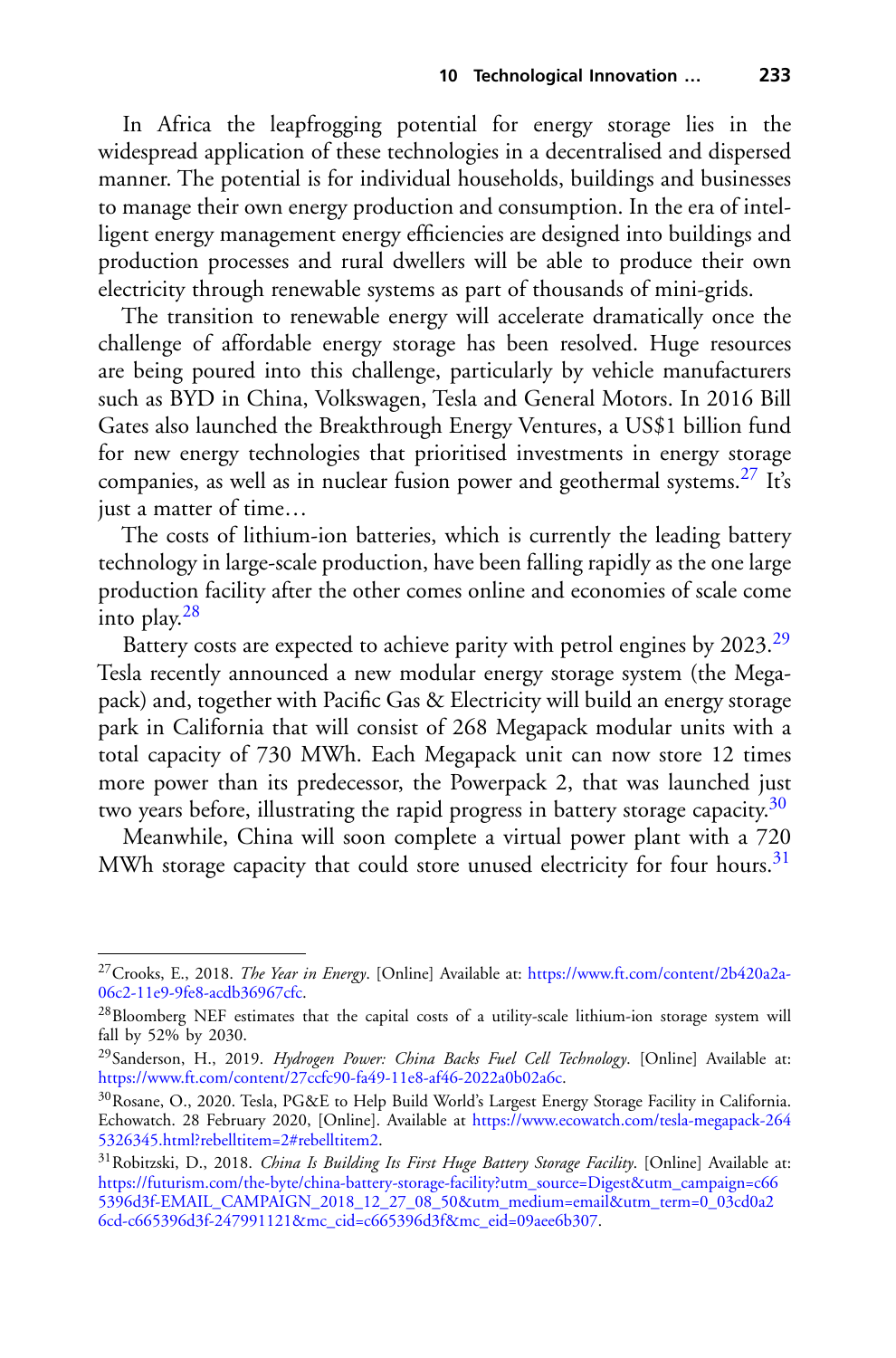In Africa the leapfrogging potential for energy storage lies in the widespread application of these technologies in a decentralised and dispersed manner. The potential is for individual households, buildings and businesses to manage their own energy production and consumption. In the era of intelligent energy management energy efficiencies are designed into buildings and production processes and rural dwellers will be able to produce their own electricity through renewable systems as part of thousands of mini-grids.

The transition to renewable energy will accelerate dramatically once the challenge of affordable energy storage has been resolved. Huge resources are being poured into this challenge, particularly by vehicle manufacturers such as BYD in China, Volkswagen, Tesla and General Motors. In 2016 Bill Gates also launched the Breakthrough Energy Ventures, a US$1 billion fund for new energy technologies that prioritised investments in energy storage companies, as well as in nuclear fusion power and geothermal systems.[27] It's just a matter of time…

The costs of lithium-ion batteries, which is currently the leading battery technology in large-scale production, have been falling rapidly as the one large production facility after the other comes online and economies of scale come into play.[28]

Battery costs are expected to achieve parity with petrol engines by 2023.[29] Tesla recently announced a new modular energy storage system (the Megapack) and, together with Pacific Gas & Electricity will build an energy storage park in California that will consist of 268 Megapack modular units with a total capacity of 730 MWh. Each Megapack unit can now store 12 times more power than its predecessor, the Powerpack 2, that was launched just two years before, illustrating the rapid progress in battery storage capacity.[30]

Meanwhile, China will soon complete a virtual power plant with a 720 MWh storage capacity that could store unused electricity for four hours.[31]

---

[27] Crooks, E., 2018. *The Year in Energy*. [Online] Available at: https://www.ft.com/content/2b420a2a-06c2-11e9-9fe8-acdb36967cfc.

[28] Bloomberg NEF estimates that the capital costs of a utility-scale lithium-ion storage system will fall by 52% by 2030.

[29] Sanderson, H., 2019. *Hydrogen Power: China Backs Fuel Cell Technology*. [Online] Available at: https://www.ft.com/content/27ccfc90-fa49-11e8-af46-2022a0b02a6c.

[30] Rosane, O., 2020. Tesla, PG&E to Help Build World's Largest Energy Storage Facility in California. Echowatch. 28 February 2020, [Online]. Available at https://www.ecowatch.com/tesla-megapack-2645326345.html?rebelltitem=2#rebelltitem2.

[31] Robitzski, D., 2018. *China Is Building Its First Huge Battery Storage Facility*. [Online] Available at: https://futurism.com/the-byte/china-battery-storage-facility?utm_source=Digest&utm_campaign=c665396d3f-EMAIL_CAMPAIGN_2018_12_27_08_50&utm_medium=email&utm_term=0_03cd0a26cd-c665396d3f-247991121&mc_cid=c665396d3f&mc_eid=09aee6b307.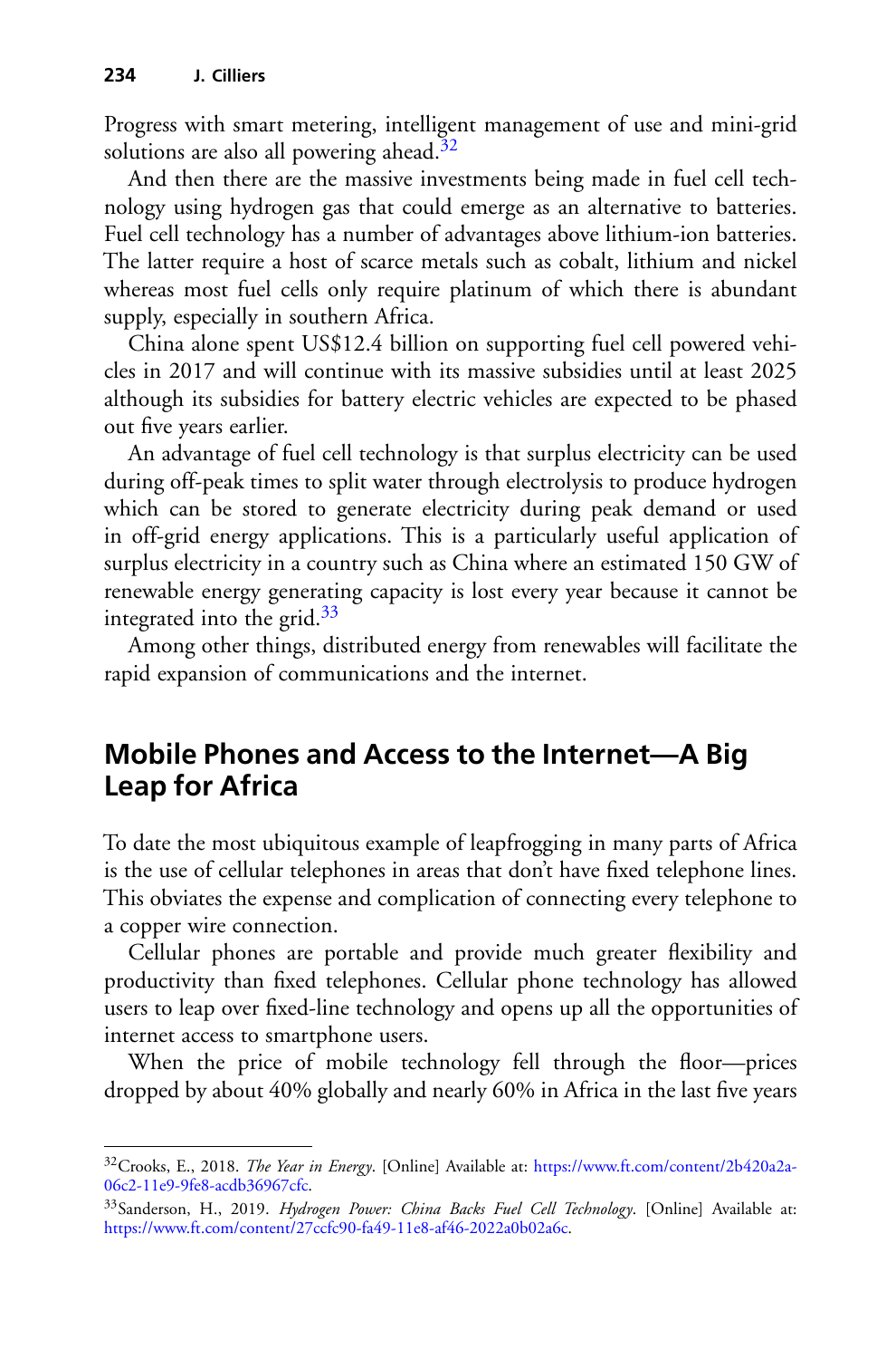Progress with smart metering, intelligent management of use and mini-grid solutions are also all powering ahead.[32]

And then there are the massive investments being made in fuel cell technology using hydrogen gas that could emerge as an alternative to batteries. Fuel cell technology has a number of advantages above lithium-ion batteries. The latter require a host of scarce metals such as cobalt, lithium and nickel whereas most fuel cells only require platinum of which there is abundant supply, especially in southern Africa.

China alone spent US$12.4 billion on supporting fuel cell powered vehicles in 2017 and will continue with its massive subsidies until at least 2025 although its subsidies for battery electric vehicles are expected to be phased out five years earlier.

An advantage of fuel cell technology is that surplus electricity can be used during off-peak times to split water through electrolysis to produce hydrogen which can be stored to generate electricity during peak demand or used in off-grid energy applications. This is a particularly useful application of surplus electricity in a country such as China where an estimated 150 GW of renewable energy generating capacity is lost every year because it cannot be integrated into the grid.[33]

Among other things, distributed energy from renewables will facilitate the rapid expansion of communications and the internet.

## Mobile Phones and Access to the Internet—A Big Leap for Africa

To date the most ubiquitous example of leapfrogging in many parts of Africa is the use of cellular telephones in areas that don't have fixed telephone lines. This obviates the expense and complication of connecting every telephone to a copper wire connection.

Cellular phones are portable and provide much greater flexibility and productivity than fixed telephones. Cellular phone technology has allowed users to leap over fixed-line technology and opens up all the opportunities of internet access to smartphone users.

When the price of mobile technology fell through the floor—prices dropped by about 40% globally and nearly 60% in Africa in the last five years

---

[32] Crooks, E., 2018. *The Year in Energy*. [Online] Available at: https://www.ft.com/content/2b420a2a-06c2-11e9-9fe8-acdb36967cfc.

[33] Sanderson, H., 2019. *Hydrogen Power: China Backs Fuel Cell Technology*. [Online] Available at: https://www.ft.com/content/27ccfc90-fa49-11e8-af46-2022a0b02a6c.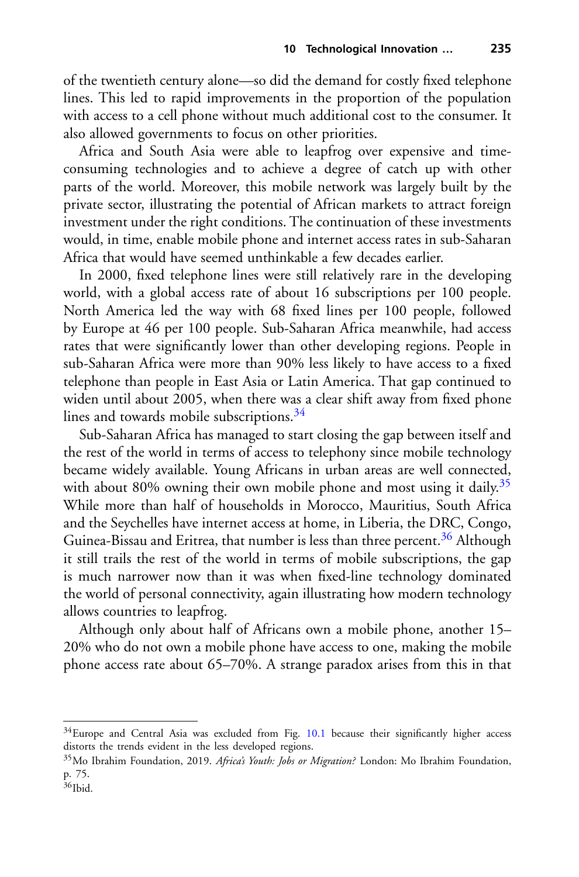of the twentieth century alone—so did the demand for costly fixed telephone lines. This led to rapid improvements in the proportion of the population with access to a cell phone without much additional cost to the consumer. It also allowed governments to focus on other priorities.

Africa and South Asia were able to leapfrog over expensive and time-consuming technologies and to achieve a degree of catch up with other parts of the world. Moreover, this mobile network was largely built by the private sector, illustrating the potential of African markets to attract foreign investment under the right conditions. The continuation of these investments would, in time, enable mobile phone and internet access rates in sub-Saharan Africa that would have seemed unthinkable a few decades earlier.

In 2000, fixed telephone lines were still relatively rare in the developing world, with a global access rate of about 16 subscriptions per 100 people. North America led the way with 68 fixed lines per 100 people, followed by Europe at 46 per 100 people. Sub-Saharan Africa meanwhile, had access rates that were significantly lower than other developing regions. People in sub-Saharan Africa were more than 90% less likely to have access to a fixed telephone than people in East Asia or Latin America. That gap continued to widen until about 2005, when there was a clear shift away from fixed phone lines and towards mobile subscriptions.[34]

Sub-Saharan Africa has managed to start closing the gap between itself and the rest of the world in terms of access to telephony since mobile technology became widely available. Young Africans in urban areas are well connected, with about 80% owning their own mobile phone and most using it daily.[35] While more than half of households in Morocco, Mauritius, South Africa and the Seychelles have internet access at home, in Liberia, the DRC, Congo, Guinea-Bissau and Eritrea, that number is less than three percent.[36] Although it still trails the rest of the world in terms of mobile subscriptions, the gap is much narrower now than it was when fixed-line technology dominated the world of personal connectivity, again illustrating how modern technology allows countries to leapfrog.

Although only about half of Africans own a mobile phone, another 15–20% who do not own a mobile phone have access to one, making the mobile phone access rate about 65–70%. A strange paradox arises from this in that

---

[34] Europe and Central Asia was excluded from Fig. 10.1 because their significantly higher access distorts the trends evident in the less developed regions.

[35] Mo Ibrahim Foundation, 2019. *Africa's Youth: Jobs or Migration?* London: Mo Ibrahim Foundation, p. 75.

[36] Ibid.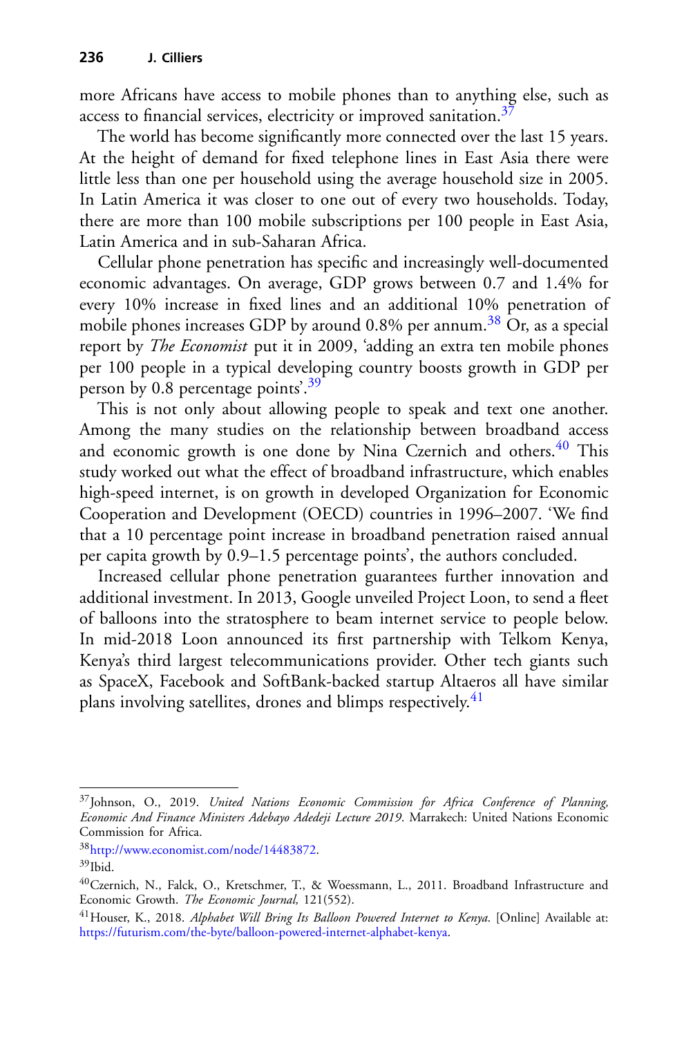more Africans have access to mobile phones than to anything else, such as access to financial services, electricity or improved sanitation.[37]

The world has become significantly more connected over the last 15 years. At the height of demand for fixed telephone lines in East Asia there were little less than one per household using the average household size in 2005. In Latin America it was closer to one out of every two households. Today, there are more than 100 mobile subscriptions per 100 people in East Asia, Latin America and in sub-Saharan Africa.

Cellular phone penetration has specific and increasingly well-documented economic advantages. On average, GDP grows between 0.7 and 1.4% for every 10% increase in fixed lines and an additional 10% penetration of mobile phones increases GDP by around 0.8% per annum.[38] Or, as a special report by *The Economist* put it in 2009, 'adding an extra ten mobile phones per 100 people in a typical developing country boosts growth in GDP per person by 0.8 percentage points'.[39]

This is not only about allowing people to speak and text one another. Among the many studies on the relationship between broadband access and economic growth is one done by Nina Czernich and others.[40] This study worked out what the effect of broadband infrastructure, which enables high-speed internet, is on growth in developed Organization for Economic Cooperation and Development (OECD) countries in 1996–2007. 'We find that a 10 percentage point increase in broadband penetration raised annual per capita growth by 0.9–1.5 percentage points', the authors concluded.

Increased cellular phone penetration guarantees further innovation and additional investment. In 2013, Google unveiled Project Loon, to send a fleet of balloons into the stratosphere to beam internet service to people below. In mid-2018 Loon announced its first partnership with Telkom Kenya, Kenya's third largest telecommunications provider. Other tech giants such as SpaceX, Facebook and SoftBank-backed startup Altaeros all have similar plans involving satellites, drones and blimps respectively.[41]

---

[37] Johnson, O., 2019. *United Nations Economic Commission for Africa Conference of Planning, Economic And Finance Ministers Adebayo Adedeji Lecture 2019*. Marrakech: United Nations Economic Commission for Africa.

[38] http://www.economist.com/node/14483872.

[39] Ibid.

[40] Czernich, N., Falck, O., Kretschmer, T., & Woessmann, L., 2011. Broadband Infrastructure and Economic Growth. *The Economic Journal,* 121(552).

[41] Houser, K., 2018. *Alphabet Will Bring Its Balloon Powered Internet to Kenya*. [Online] Available at: https://futurism.com/the-byte/balloon-powered-internet-alphabet-kenya.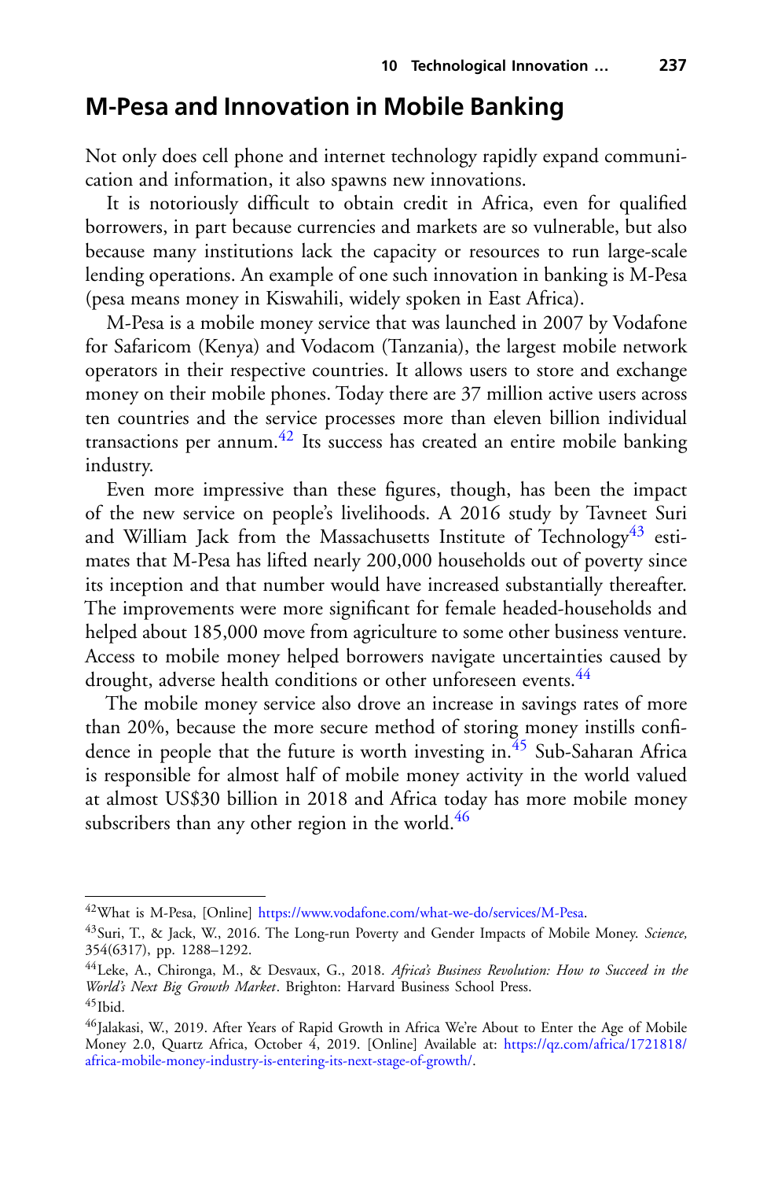## M-Pesa and Innovation in Mobile Banking

Not only does cell phone and internet technology rapidly expand communication and information, it also spawns new innovations.

It is notoriously difficult to obtain credit in Africa, even for qualified borrowers, in part because currencies and markets are so vulnerable, but also because many institutions lack the capacity or resources to run large-scale lending operations. An example of one such innovation in banking is M-Pesa (pesa means money in Kiswahili, widely spoken in East Africa).

M-Pesa is a mobile money service that was launched in 2007 by Vodafone for Safaricom (Kenya) and Vodacom (Tanzania), the largest mobile network operators in their respective countries. It allows users to store and exchange money on their mobile phones. Today there are 37 million active users across ten countries and the service processes more than eleven billion individual transactions per annum.[42] Its success has created an entire mobile banking industry.

Even more impressive than these figures, though, has been the impact of the new service on people's livelihoods. A 2016 study by Tavneet Suri and William Jack from the Massachusetts Institute of Technology[43] estimates that M-Pesa has lifted nearly 200,000 households out of poverty since its inception and that number would have increased substantially thereafter. The improvements were more significant for female headed-households and helped about 185,000 move from agriculture to some other business venture. Access to mobile money helped borrowers navigate uncertainties caused by drought, adverse health conditions or other unforeseen events.[44]

The mobile money service also drove an increase in savings rates of more than 20%, because the more secure method of storing money instills confidence in people that the future is worth investing in.[45] Sub-Saharan Africa is responsible for almost half of mobile money activity in the world valued at almost US$30 billion in 2018 and Africa today has more mobile money subscribers than any other region in the world.[46]

---

[42] What is M-Pesa, [Online] https://www.vodafone.com/what-we-do/services/M-Pesa.

[43] Suri, T., & Jack, W., 2016. The Long-run Poverty and Gender Impacts of Mobile Money. *Science,* 354(6317), pp. 1288–1292.

[44] Leke, A., Chironga, M., & Desvaux, G., 2018. *Africa's Business Revolution: How to Succeed in the World's Next Big Growth Market*. Brighton: Harvard Business School Press.

[45] Ibid.

[46] Jalakasi, W., 2019. After Years of Rapid Growth in Africa We're About to Enter the Age of Mobile Money 2.0, Quartz Africa, October 4, 2019. [Online] Available at: https://qz.com/africa/1721818/africa-mobile-money-industry-is-entering-its-next-stage-of-growth/.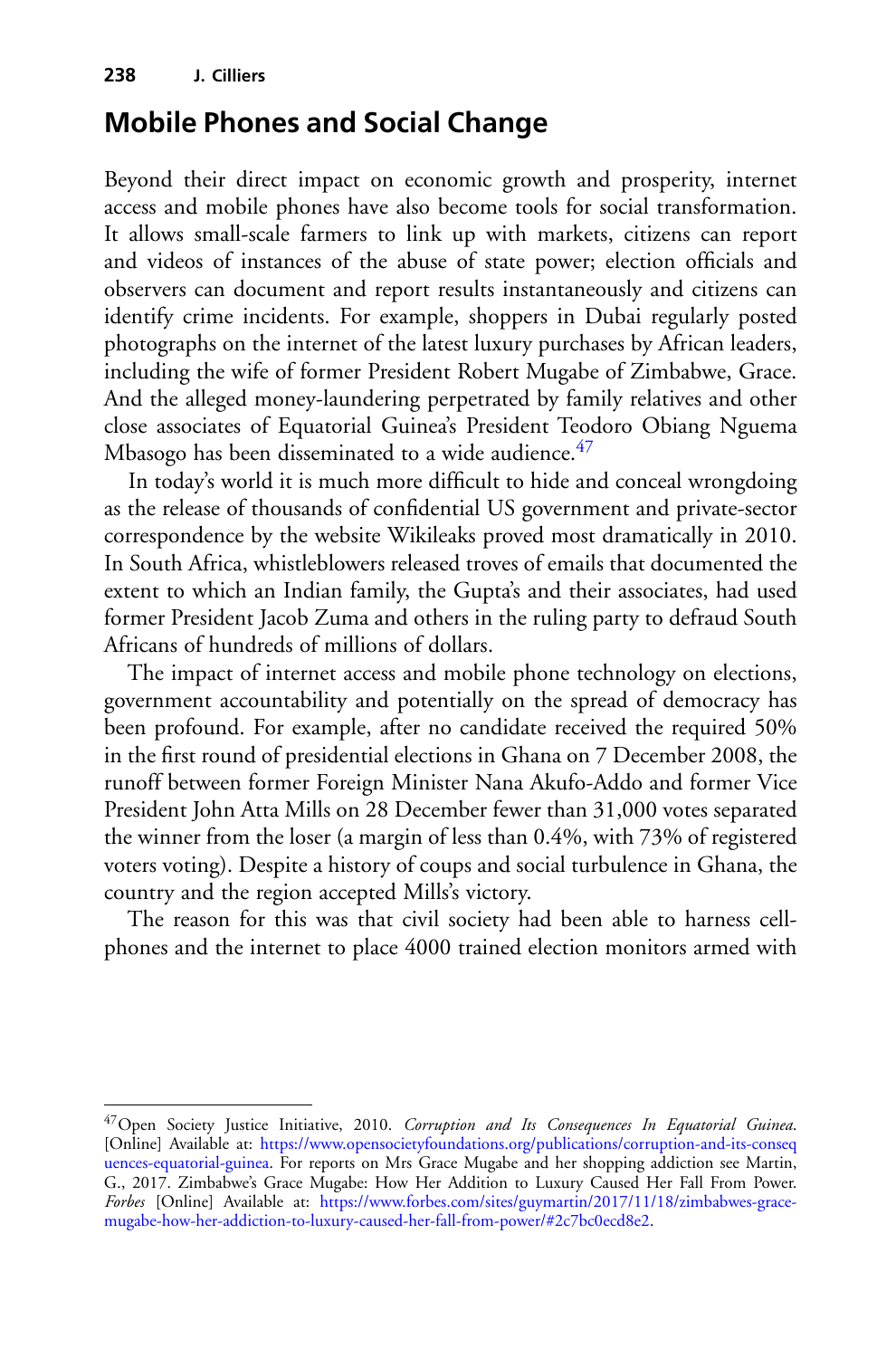## Mobile Phones and Social Change

Beyond their direct impact on economic growth and prosperity, internet access and mobile phones have also become tools for social transformation. It allows small-scale farmers to link up with markets, citizens can report and videos of instances of the abuse of state power; election officials and observers can document and report results instantaneously and citizens can identify crime incidents. For example, shoppers in Dubai regularly posted photographs on the internet of the latest luxury purchases by African leaders, including the wife of former President Robert Mugabe of Zimbabwe, Grace. And the alleged money-laundering perpetrated by family relatives and other close associates of Equatorial Guinea's President Teodoro Obiang Nguema Mbasogo has been disseminated to a wide audience.[47]

In today's world it is much more difficult to hide and conceal wrongdoing as the release of thousands of confidential US government and private-sector correspondence by the website Wikileaks proved most dramatically in 2010. In South Africa, whistleblowers released troves of emails that documented the extent to which an Indian family, the Gupta's and their associates, had used former President Jacob Zuma and others in the ruling party to defraud South Africans of hundreds of millions of dollars.

The impact of internet access and mobile phone technology on elections, government accountability and potentially on the spread of democracy has been profound. For example, after no candidate received the required 50% in the first round of presidential elections in Ghana on 7 December 2008, the runoff between former Foreign Minister Nana Akufo-Addo and former Vice President John Atta Mills on 28 December fewer than 31,000 votes separated the winner from the loser (a margin of less than 0.4%, with 73% of registered voters voting). Despite a history of coups and social turbulence in Ghana, the country and the region accepted Mills's victory.

The reason for this was that civil society had been able to harness cellphones and the internet to place 4000 trained election monitors armed with

---

[47] Open Society Justice Initiative, 2010. *Corruption and Its Consequences In Equatorial Guinea*. [Online] Available at: https://www.opensocietyfoundations.org/publications/corruption-and-its-consequences-equatorial-guinea. For reports on Mrs Grace Mugabe and her shopping addiction see Martin, G., 2017. Zimbabwe's Grace Mugabe: How Her Addition to Luxury Caused Her Fall From Power. *Forbes* [Online] Available at: https://www.forbes.com/sites/guymartin/2017/11/18/zimbabwes-grace-mugabe-how-her-addiction-to-luxury-caused-her-fall-from-power/#2c7bc0ecd8e2.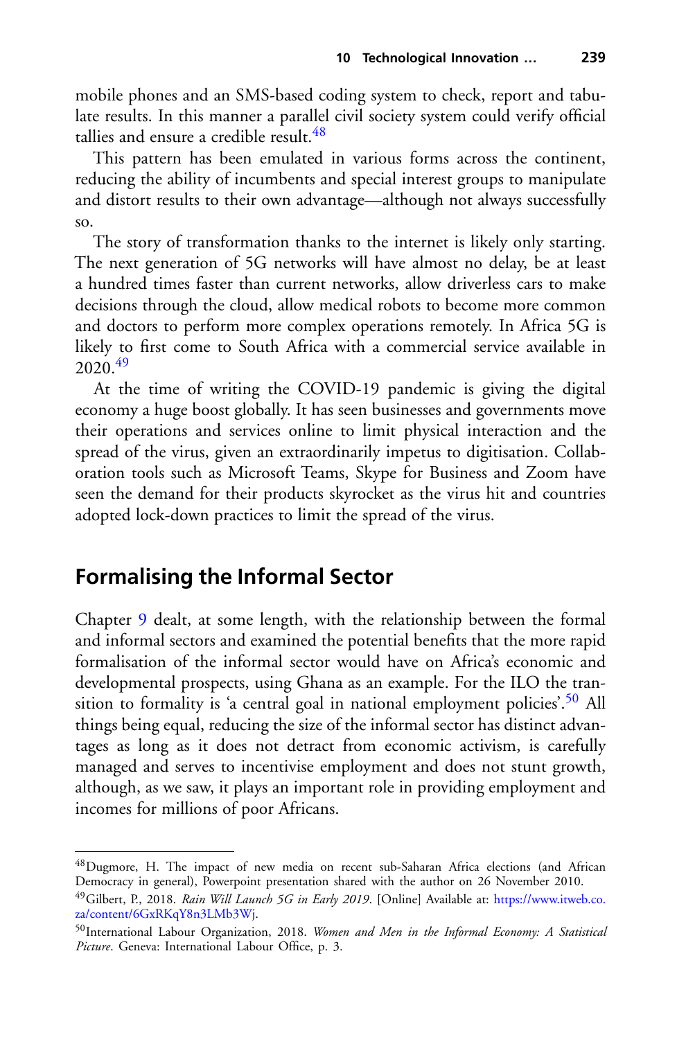mobile phones and an SMS-based coding system to check, report and tabulate results. In this manner a parallel civil society system could verify official tallies and ensure a credible result.[48]

This pattern has been emulated in various forms across the continent, reducing the ability of incumbents and special interest groups to manipulate and distort results to their own advantage—although not always successfully so.

The story of transformation thanks to the internet is likely only starting. The next generation of 5G networks will have almost no delay, be at least a hundred times faster than current networks, allow driverless cars to make decisions through the cloud, allow medical robots to become more common and doctors to perform more complex operations remotely. In Africa 5G is likely to first come to South Africa with a commercial service available in 2020.[49]

At the time of writing the COVID-19 pandemic is giving the digital economy a huge boost globally. It has seen businesses and governments move their operations and services online to limit physical interaction and the spread of the virus, given an extraordinarily impetus to digitisation. Collaboration tools such as Microsoft Teams, Skype for Business and Zoom have seen the demand for their products skyrocket as the virus hit and countries adopted lock-down practices to limit the spread of the virus.

## Formalising the Informal Sector

Chapter 9 dealt, at some length, with the relationship between the formal and informal sectors and examined the potential benefits that the more rapid formalisation of the informal sector would have on Africa's economic and developmental prospects, using Ghana as an example. For the ILO the transition to formality is 'a central goal in national employment policies'.[50] All things being equal, reducing the size of the informal sector has distinct advantages as long as it does not detract from economic activism, is carefully managed and serves to incentivise employment and does not stunt growth, although, as we saw, it plays an important role in providing employment and incomes for millions of poor Africans.

---

[48] Dugmore, H. The impact of new media on recent sub-Saharan Africa elections (and African Democracy in general), Powerpoint presentation shared with the author on 26 November 2010.

[49] Gilbert, P., 2018. *Rain Will Launch 5G in Early 2019*. [Online] Available at: https://www.itweb.co.za/content/6GxRKqY8n3LMb3Wj.

[50] International Labour Organization, 2018. *Women and Men in the Informal Economy: A Statistical Picture*. Geneva: International Labour Office, p. 3.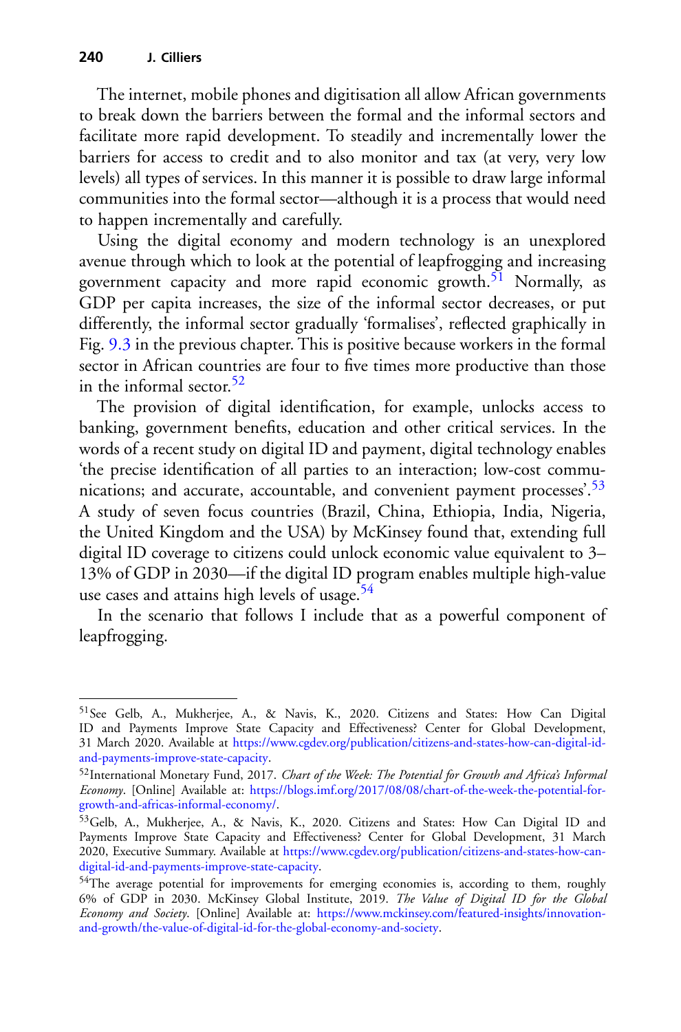The internet, mobile phones and digitisation all allow African governments to break down the barriers between the formal and the informal sectors and facilitate more rapid development. To steadily and incrementally lower the barriers for access to credit and to also monitor and tax (at very, very low levels) all types of services. In this manner it is possible to draw large informal communities into the formal sector—although it is a process that would need to happen incrementally and carefully.

Using the digital economy and modern technology is an unexplored avenue through which to look at the potential of leapfrogging and increasing government capacity and more rapid economic growth.[51] Normally, as GDP per capita increases, the size of the informal sector decreases, or put differently, the informal sector gradually 'formalises', reflected graphically in Fig. 9.3 in the previous chapter. This is positive because workers in the formal sector in African countries are four to five times more productive than those in the informal sector.[52]

The provision of digital identification, for example, unlocks access to banking, government benefits, education and other critical services. In the words of a recent study on digital ID and payment, digital technology enables 'the precise identification of all parties to an interaction; low-cost communications; and accurate, accountable, and convenient payment processes'.[53] A study of seven focus countries (Brazil, China, Ethiopia, India, Nigeria, the United Kingdom and the USA) by McKinsey found that, extending full digital ID coverage to citizens could unlock economic value equivalent to 3–13% of GDP in 2030—if the digital ID program enables multiple high-value use cases and attains high levels of usage.[54]

In the scenario that follows I include that as a powerful component of leapfrogging.

---

[51] See Gelb, A., Mukherjee, A., & Navis, K., 2020. Citizens and States: How Can Digital ID and Payments Improve State Capacity and Effectiveness? Center for Global Development, 31 March 2020. Available at https://www.cgdev.org/publication/citizens-and-states-how-can-digital-id-and-payments-improve-state-capacity.

[52] International Monetary Fund, 2017. *Chart of the Week: The Potential for Growth and Africa's Informal Economy*. [Online] Available at: https://blogs.imf.org/2017/08/08/chart-of-the-week-the-potential-for-growth-and-africas-informal-economy/.

[53] Gelb, A., Mukherjee, A., & Navis, K., 2020. Citizens and States: How Can Digital ID and Payments Improve State Capacity and Effectiveness? Center for Global Development, 31 March 2020, Executive Summary. Available at https://www.cgdev.org/publication/citizens-and-states-how-can-digital-id-and-payments-improve-state-capacity.

[54] The average potential for improvements for emerging economies is, according to them, roughly 6% of GDP in 2030. McKinsey Global Institute, 2019. *The Value of Digital ID for the Global Economy and Society*. [Online] Available at: https://www.mckinsey.com/featured-insights/innovation-and-growth/the-value-of-digital-id-for-the-global-economy-and-society.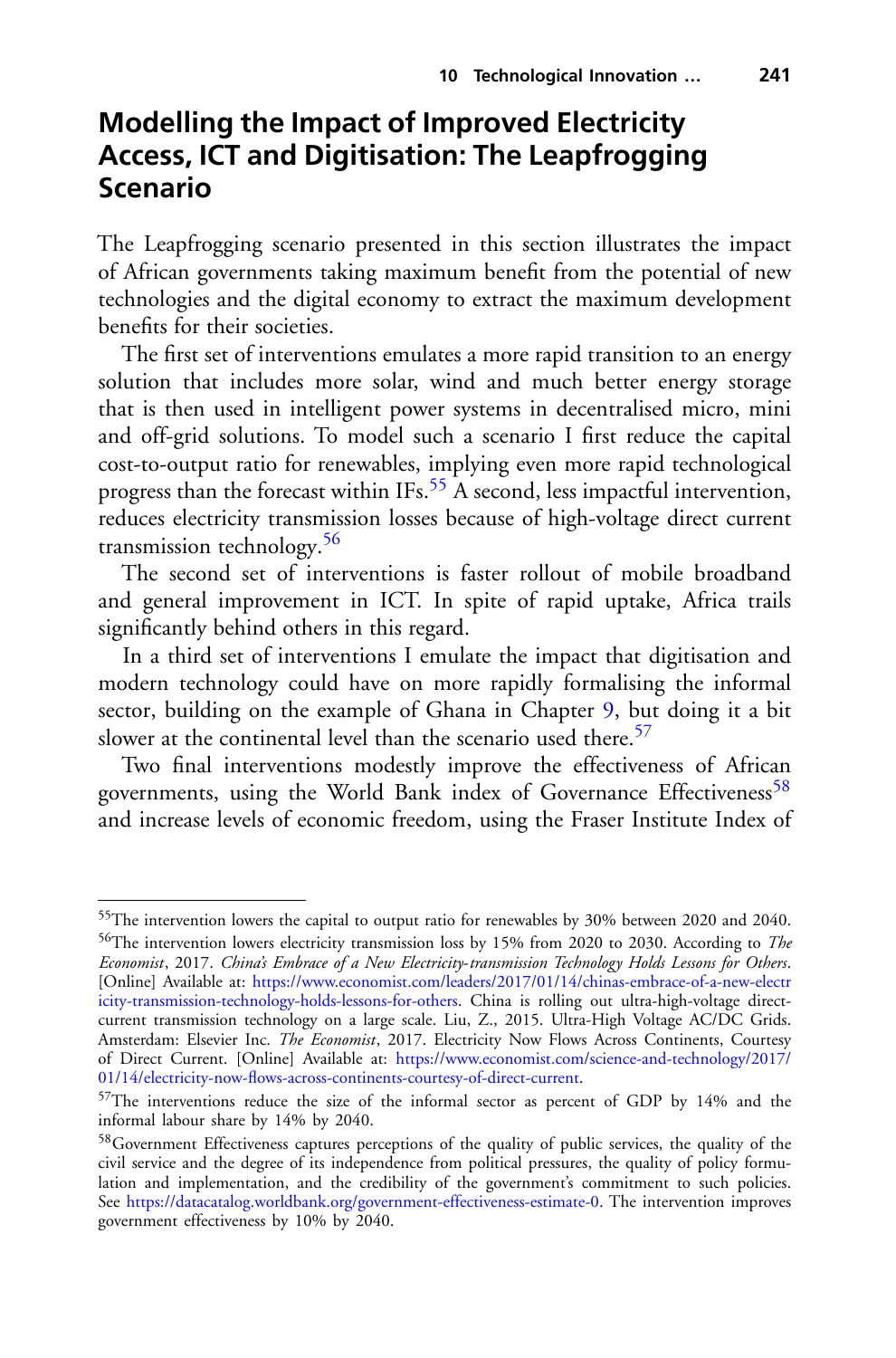## Modelling the Impact of Improved Electricity Access, ICT and Digitisation: The Leapfrogging Scenario

The Leapfrogging scenario presented in this section illustrates the impact of African governments taking maximum benefit from the potential of new technologies and the digital economy to extract the maximum development benefits for their societies.

The first set of interventions emulates a more rapid transition to an energy solution that includes more solar, wind and much better energy storage that is then used in intelligent power systems in decentralised micro, mini and off-grid solutions. To model such a scenario I first reduce the capital cost-to-output ratio for renewables, implying even more rapid technological progress than the forecast within IFs.[55] A second, less impactful intervention, reduces electricity transmission losses because of high-voltage direct current transmission technology.[56]

The second set of interventions is faster rollout of mobile broadband and general improvement in ICT. In spite of rapid uptake, Africa trails significantly behind others in this regard.

In a third set of interventions I emulate the impact that digitisation and modern technology could have on more rapidly formalising the informal sector, building on the example of Ghana in Chapter 9, but doing it a bit slower at the continental level than the scenario used there.[57]

Two final interventions modestly improve the effectiveness of African governments, using the World Bank index of Governance Effectiveness[58] and increase levels of economic freedom, using the Fraser Institute Index of

---

[55]The intervention lowers the capital to output ratio for renewables by 30% between 2020 and 2040.

[56]The intervention lowers electricity transmission loss by 15% from 2020 to 2030. According to *The Economist*, 2017. *China's Embrace of a New Electricity-transmission Technology Holds Lessons for Others*. [Online] Available at: https://www.economist.com/leaders/2017/01/14/chinas-embrace-of-a-new-electricity-transmission-technology-holds-lessons-for-others. China is rolling out ultra-high-voltage direct-current transmission technology on a large scale. Liu, Z., 2015. Ultra-High Voltage AC/DC Grids. Amsterdam: Elsevier Inc. *The Economist*, 2017. Electricity Now Flows Across Continents, Courtesy of Direct Current. [Online] Available at: https://www.economist.com/science-and-technology/2017/01/14/electricity-now-flows-across-continents-courtesy-of-direct-current.

[57]The interventions reduce the size of the informal sector as percent of GDP by 14% and the informal labour share by 14% by 2040.

[58]Government Effectiveness captures perceptions of the quality of public services, the quality of the civil service and the degree of its independence from political pressures, the quality of policy formulation and implementation, and the credibility of the government's commitment to such policies. See https://datacatalog.worldbank.org/government-effectiveness-estimate-0. The intervention improves government effectiveness by 10% by 2040.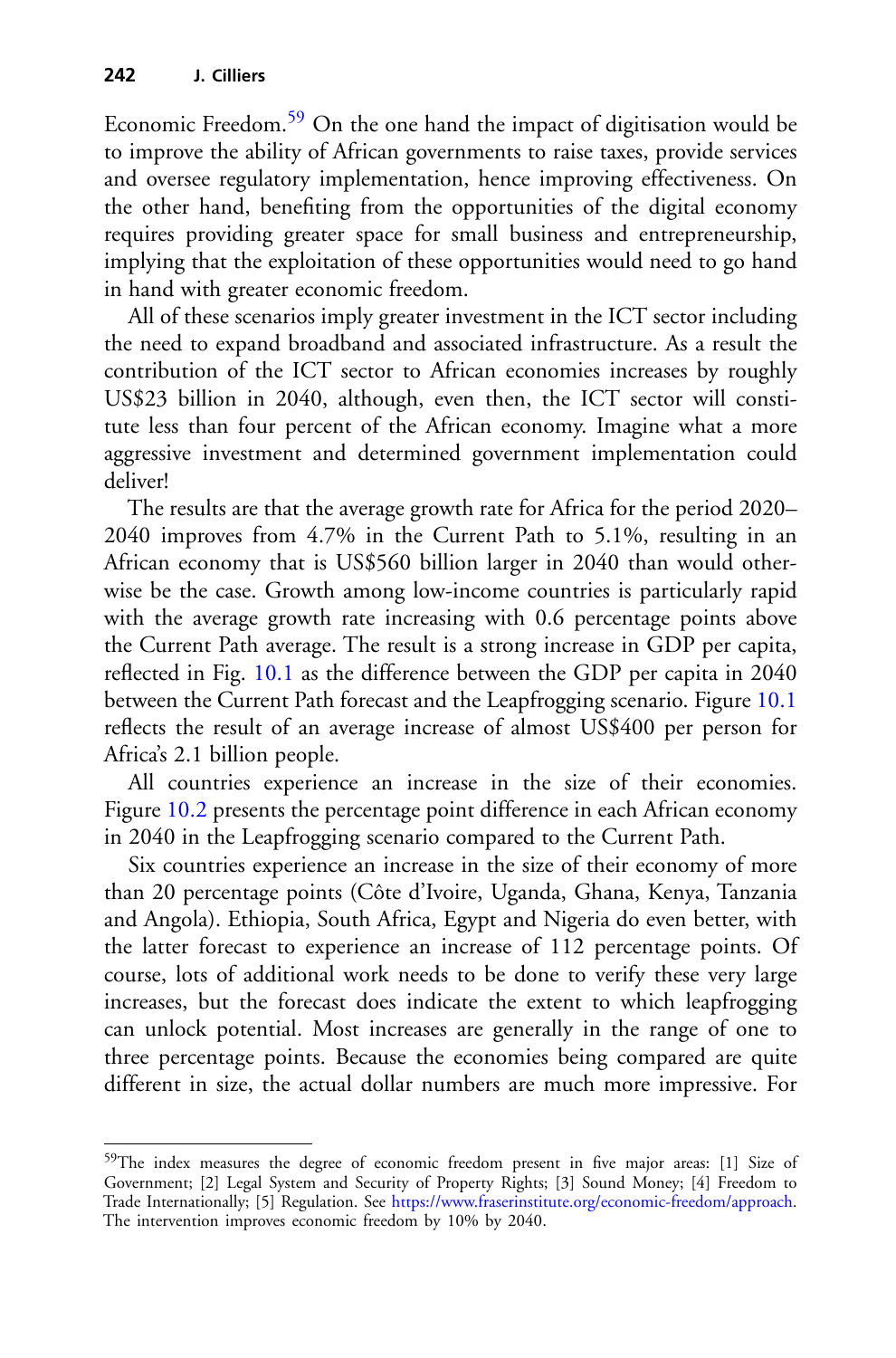Economic Freedom.[59] On the one hand the impact of digitisation would be to improve the ability of African governments to raise taxes, provide services and oversee regulatory implementation, hence improving effectiveness. On the other hand, benefiting from the opportunities of the digital economy requires providing greater space for small business and entrepreneurship, implying that the exploitation of these opportunities would need to go hand in hand with greater economic freedom.

All of these scenarios imply greater investment in the ICT sector including the need to expand broadband and associated infrastructure. As a result the contribution of the ICT sector to African economies increases by roughly US$23 billion in 2040, although, even then, the ICT sector will constitute less than four percent of the African economy. Imagine what a more aggressive investment and determined government implementation could deliver!

The results are that the average growth rate for Africa for the period 2020–2040 improves from 4.7% in the Current Path to 5.1%, resulting in an African economy that is US$560 billion larger in 2040 than would otherwise be the case. Growth among low-income countries is particularly rapid with the average growth rate increasing with 0.6 percentage points above the Current Path average. The result is a strong increase in GDP per capita, reflected in Fig. 10.1 as the difference between the GDP per capita in 2040 between the Current Path forecast and the Leapfrogging scenario. Figure 10.1 reflects the result of an average increase of almost US$400 per person for Africa's 2.1 billion people.

All countries experience an increase in the size of their economies. Figure 10.2 presents the percentage point difference in each African economy in 2040 in the Leapfrogging scenario compared to the Current Path.

Six countries experience an increase in the size of their economy of more than 20 percentage points (Côte d'Ivoire, Uganda, Ghana, Kenya, Tanzania and Angola). Ethiopia, South Africa, Egypt and Nigeria do even better, with the latter forecast to experience an increase of 112 percentage points. Of course, lots of additional work needs to be done to verify these very large increases, but the forecast does indicate the extent to which leapfrogging can unlock potential. Most increases are generally in the range of one to three percentage points. Because the economies being compared are quite different in size, the actual dollar numbers are much more impressive. For

---

[59]The index measures the degree of economic freedom present in five major areas: [1] Size of Government; [2] Legal System and Security of Property Rights; [3] Sound Money; [4] Freedom to Trade Internationally; [5] Regulation. See https://www.fraserinstitute.org/economic-freedom/approach. The intervention improves economic freedom by 10% by 2040.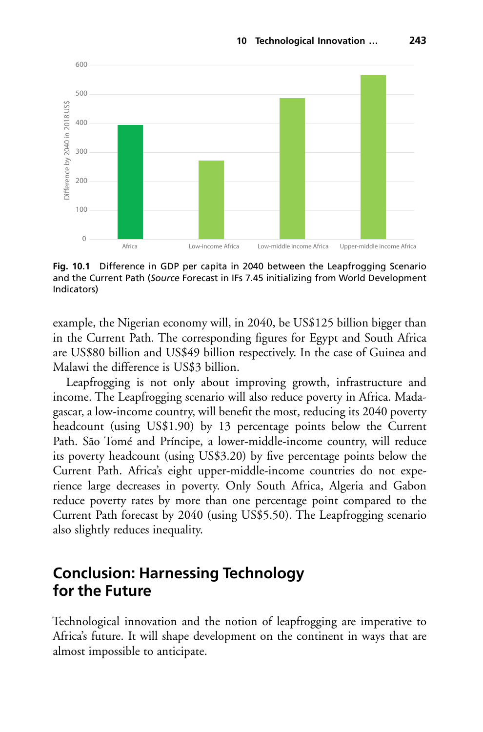Fig. 10.1 Difference in GDP per capita in 2040 between the Leapfrogging Scenario and the Current Path (*Source* Forecast in IFs 7.45 initializing from World Development Indicators)

example, the Nigerian economy will, in 2040, be US$125 billion bigger than in the Current Path. The corresponding figures for Egypt and South Africa are US$80 billion and US$49 billion respectively. In the case of Guinea and Malawi the difference is US$3 billion.

Leapfrogging is not only about improving growth, infrastructure and income. The Leapfrogging scenario will also reduce poverty in Africa. Madagascar, a low-income country, will benefit the most, reducing its 2040 poverty headcount (using US$1.90) by 13 percentage points below the Current Path. São Tomé and Príncipe, a lower-middle-income country, will reduce its poverty headcount (using US$3.20) by five percentage points below the Current Path. Africa's eight upper-middle-income countries do not experience large decreases in poverty. Only South Africa, Algeria and Gabon reduce poverty rates by more than one percentage point compared to the Current Path forecast by 2040 (using US$5.50). The Leapfrogging scenario also slightly reduces inequality.

## Conclusion: Harnessing Technology for the Future

Technological innovation and the notion of leapfrogging are imperative to Africa's future. It will shape development on the continent in ways that are almost impossible to anticipate.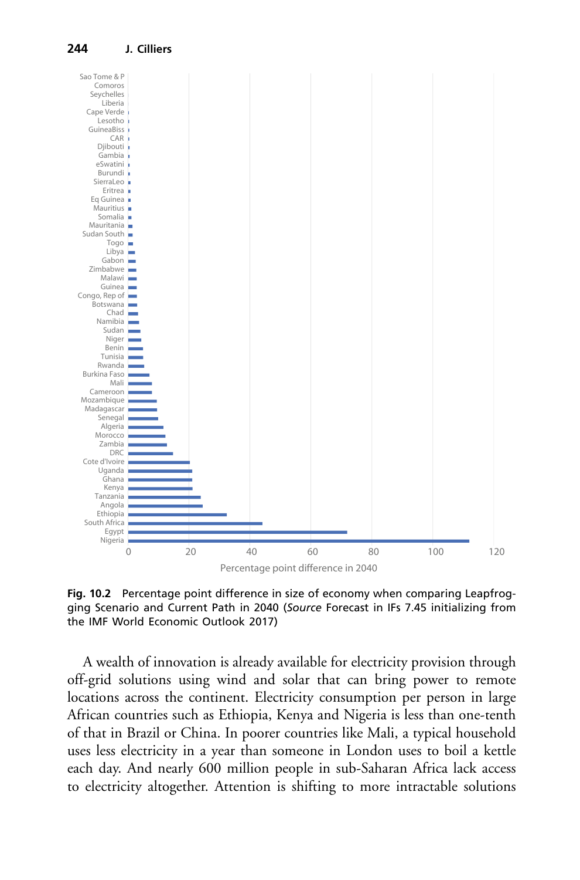Fig. 10.2 Percentage point difference in size of economy when comparing Leapfrogging Scenario and Current Path in 2040 (*Source* Forecast in IFs 7.45 initializing from the IMF World Economic Outlook 2017)

A wealth of innovation is already available for electricity provision through off-grid solutions using wind and solar that can bring power to remote locations across the continent. Electricity consumption per person in large African countries such as Ethiopia, Kenya and Nigeria is less than one-tenth of that in Brazil or China. In poorer countries like Mali, a typical household uses less electricity in a year than someone in London uses to boil a kettle each day. And nearly 600 million people in sub-Saharan Africa lack access to electricity altogether. Attention is shifting to more intractable solutions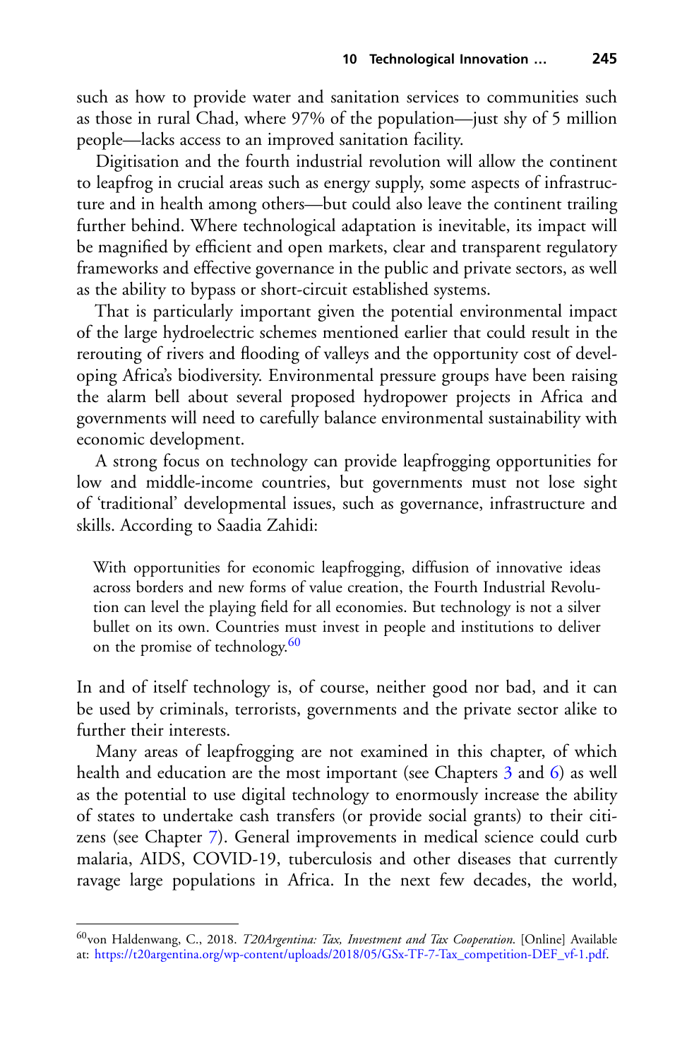such as how to provide water and sanitation services to communities such as those in rural Chad, where 97% of the population—just shy of 5 million people—lacks access to an improved sanitation facility.

Digitisation and the fourth industrial revolution will allow the continent to leapfrog in crucial areas such as energy supply, some aspects of infrastructure and in health among others—but could also leave the continent trailing further behind. Where technological adaptation is inevitable, its impact will be magnified by efficient and open markets, clear and transparent regulatory frameworks and effective governance in the public and private sectors, as well as the ability to bypass or short-circuit established systems.

That is particularly important given the potential environmental impact of the large hydroelectric schemes mentioned earlier that could result in the rerouting of rivers and flooding of valleys and the opportunity cost of developing Africa's biodiversity. Environmental pressure groups have been raising the alarm bell about several proposed hydropower projects in Africa and governments will need to carefully balance environmental sustainability with economic development.

A strong focus on technology can provide leapfrogging opportunities for low and middle-income countries, but governments must not lose sight of 'traditional' developmental issues, such as governance, infrastructure and skills. According to Saadia Zahidi:

> With opportunities for economic leapfrogging, diffusion of innovative ideas across borders and new forms of value creation, the Fourth Industrial Revolution can level the playing field for all economies. But technology is not a silver bullet on its own. Countries must invest in people and institutions to deliver on the promise of technology.[60]

In and of itself technology is, of course, neither good nor bad, and it can be used by criminals, terrorists, governments and the private sector alike to further their interests.

Many areas of leapfrogging are not examined in this chapter, of which health and education are the most important (see Chapters 3 and 6) as well as the potential to use digital technology to enormously increase the ability of states to undertake cash transfers (or provide social grants) to their citizens (see Chapter 7). General improvements in medical science could curb malaria, AIDS, COVID-19, tuberculosis and other diseases that currently ravage large populations in Africa. In the next few decades, the world,

---

[60] von Haldenwang, C., 2018. *T20Argentina: Tax, Investment and Tax Cooperation.* [Online] Available at: https://t20argentina.org/wp-content/uploads/2018/05/GSx-TF-7-Tax_competition-DEF_vf-1.pdf.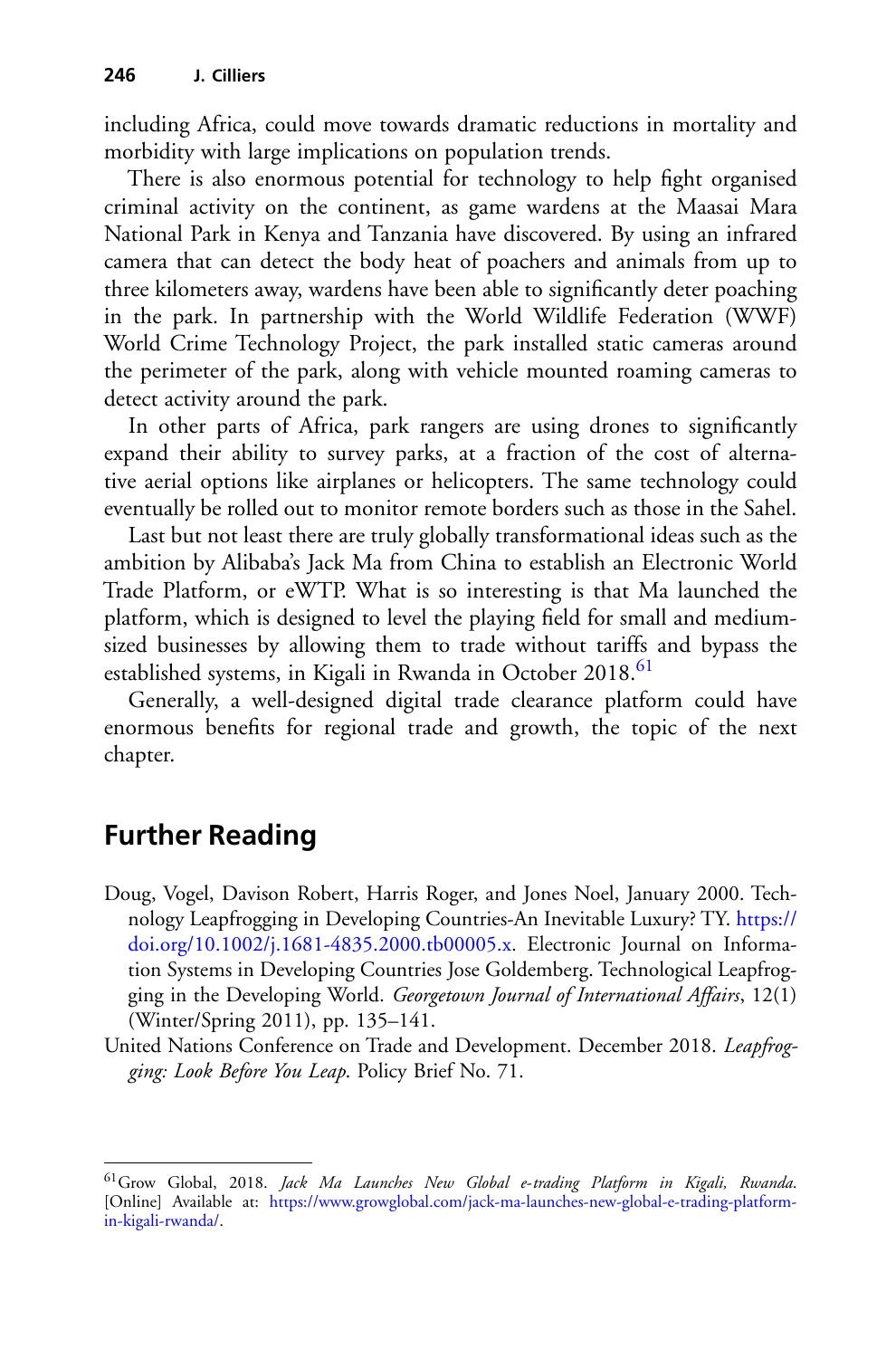including Africa, could move towards dramatic reductions in mortality and morbidity with large implications on population trends.

There is also enormous potential for technology to help fight organised criminal activity on the continent, as game wardens at the Maasai Mara National Park in Kenya and Tanzania have discovered. By using an infrared camera that can detect the body heat of poachers and animals from up to three kilometers away, wardens have been able to significantly deter poaching in the park. In partnership with the World Wildlife Federation (WWF) World Crime Technology Project, the park installed static cameras around the perimeter of the park, along with vehicle mounted roaming cameras to detect activity around the park.

In other parts of Africa, park rangers are using drones to significantly expand their ability to survey parks, at a fraction of the cost of alternative aerial options like airplanes or helicopters. The same technology could eventually be rolled out to monitor remote borders such as those in the Sahel.

Last but not least there are truly globally transformational ideas such as the ambition by Alibaba's Jack Ma from China to establish an Electronic World Trade Platform, or eWTP. What is so interesting is that Ma launched the platform, which is designed to level the playing field for small and medium-sized businesses by allowing them to trade without tariffs and bypass the established systems, in Kigali in Rwanda in October 2018.[61]

Generally, a well-designed digital trade clearance platform could have enormous benefits for regional trade and growth, the topic of the next chapter.

## Further Reading

Doug, Vogel, Davison Robert, Harris Roger, and Jones Noel, January 2000. Technology Leapfrogging in Developing Countries-An Inevitable Luxury? TY. https://doi.org/10.1002/j.1681-4835.2000.tb00005.x. Electronic Journal on Information Systems in Developing Countries Jose Goldemberg. Technological Leapfrogging in the Developing World. *Georgetown Journal of International Affairs*, 12(1) (Winter/Spring 2011), pp. 135–141.

United Nations Conference on Trade and Development. December 2018. *Leapfrogging: Look Before You Leap*. Policy Brief No. 71.

---

[61] Grow Global, 2018. *Jack Ma Launches New Global e-trading Platform in Kigali, Rwanda*. [Online] Available at: https://www.growglobal.com/jack-ma-launches-new-global-e-trading-platform-in-kigali-rwanda/.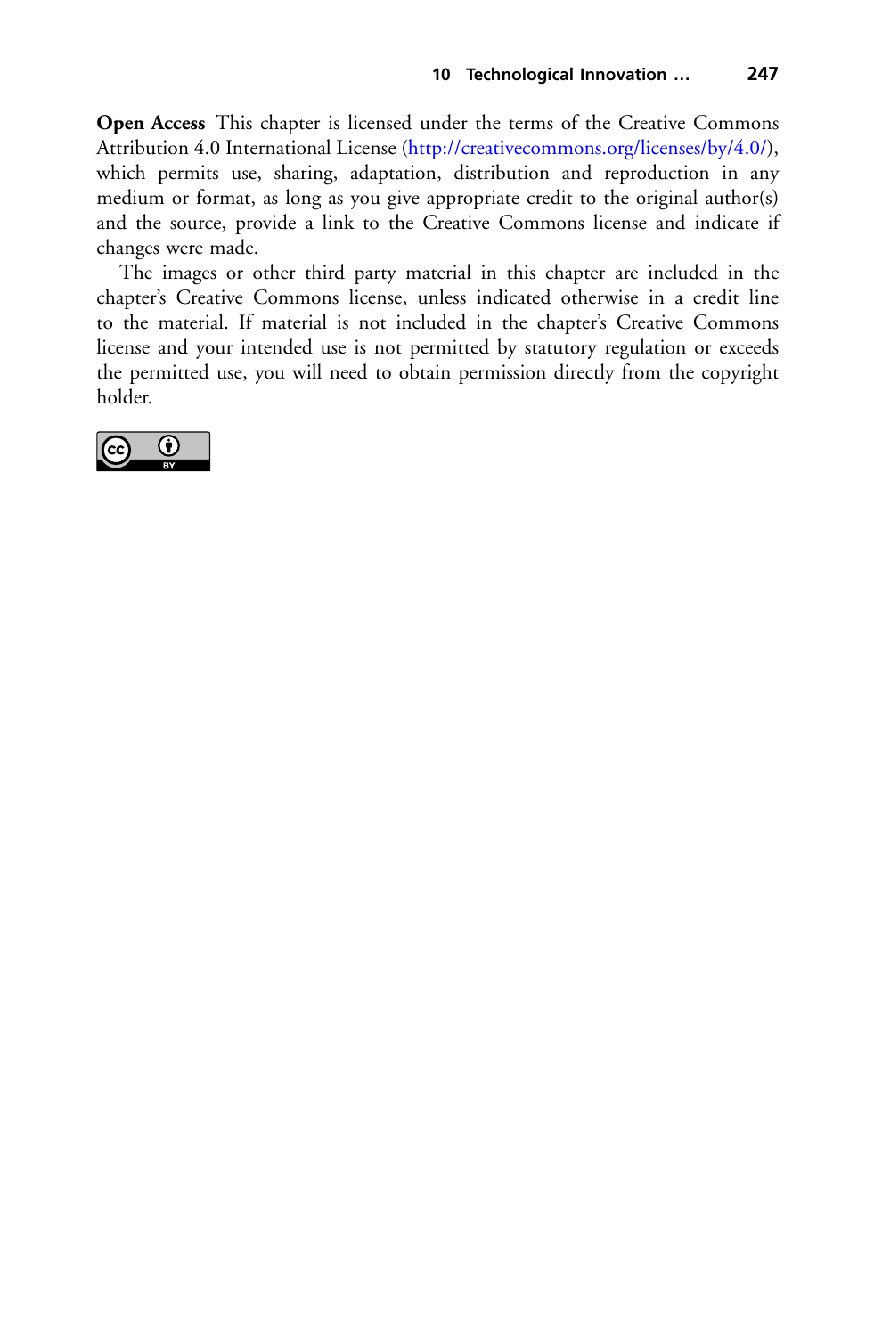**Open Access** This chapter is licensed under the terms of the Creative Commons Attribution 4.0 International License (http://creativecommons.org/licenses/by/4.0/), which permits use, sharing, adaptation, distribution and reproduction in any medium or format, as long as you give appropriate credit to the original author(s) and the source, provide a link to the Creative Commons license and indicate if changes were made.

The images or other third party material in this chapter are included in the chapter's Creative Commons license, unless indicated otherwise in a credit line to the material. If material is not included in the chapter's Creative Commons license and your intended use is not permitted by statutory regulation or exceeds the permitted use, you will need to obtain permission directly from the copyright holder.